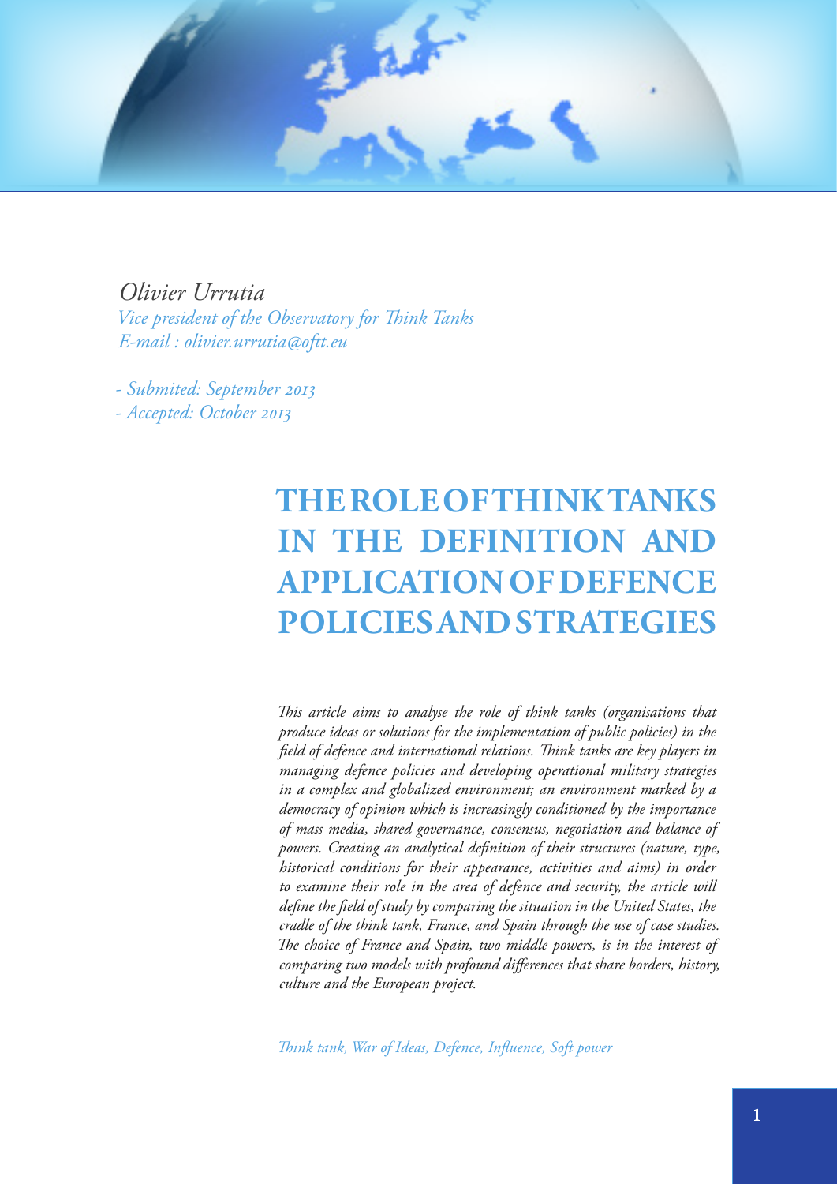*Olivier Urrutia*

*Vice president of the Observatory for Think Tanks*

*E-mail : olivier.urrutia@oftt.eu*

*- Submited: September 2013*

*- Accepted: October 2013*

# THE ROLE OF THINK TANKS IN THE DEFINITION AND APPLICATION OF DEFENCE POLICIES AND STRATEGIES

*This article aims to analyse the role of think tanks (organisations that produce ideas or solutions for the implementation of public policies) in the field of defence and international relations. Think tanks are key players in managing defence policies and developing operational military strategies in a complex and globalized environment; an environment marked by a democracy of opinion which is increasingly conditioned by the importance of mass media, shared governance, consensus, negotiation and balance of powers. Creating an analytical definition of their structures (nature, type, historical conditions for their appearance, activities and aims) in order to examine their role in the area of defence and security, the article will define the field of study by comparing the situation in the United States, the cradle of the think tank, France, and Spain through the use of case studies. The choice of France and Spain, two middle powers, is in the interest of comparing two models with profound differences that share borders, history, culture and the European project.*

*Think tank, War of Ideas, Defence, Influence, Soft power*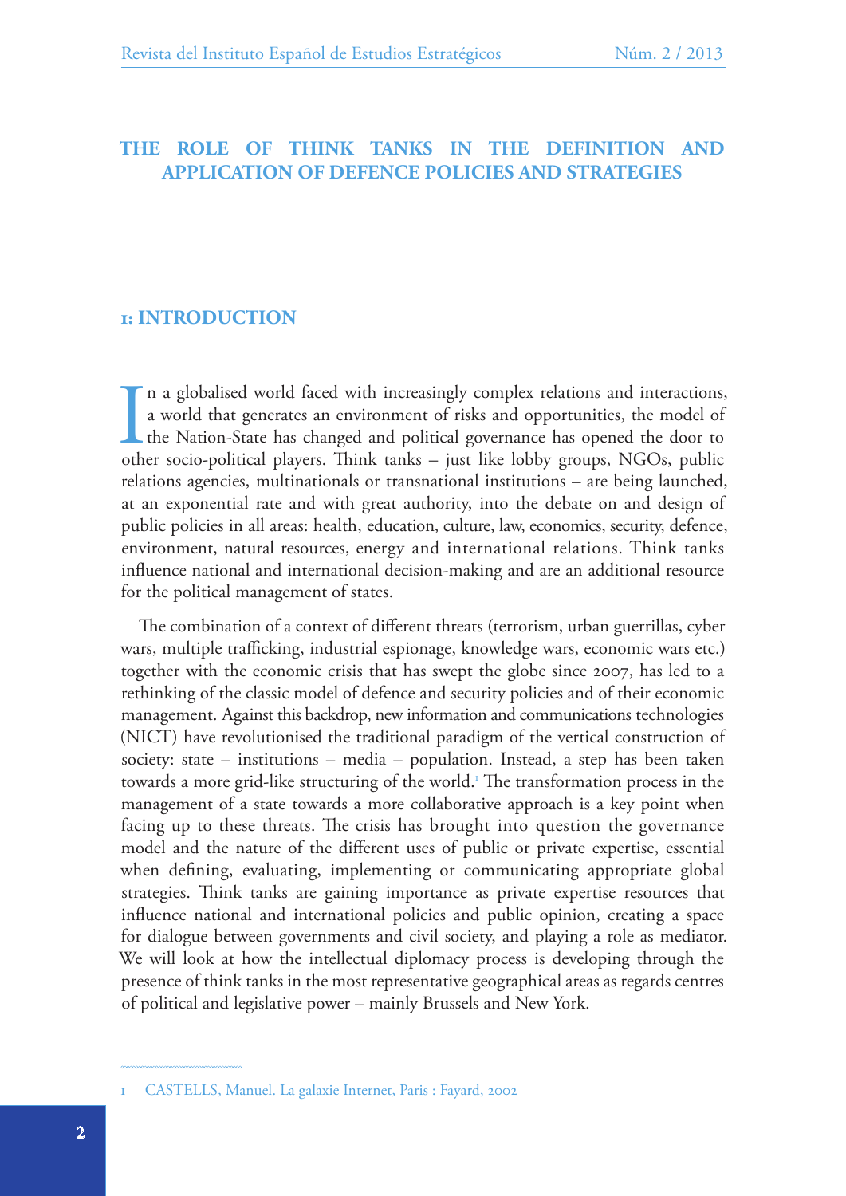# THE ROLE OF THINK TANKS IN THE DEFINITION AND APPLICATION OF DEFENCE POLICIES AND STRATEGIES

## 1: INTRODUCTION

In a globalised world faced with increasingly complex relations and interactions, a world that generates an environment of risks and opportunities, the model of the Nation-State has changed and political governance has opened the door to other socio-political players. Think tanks – just like lobby groups, NGOs, public relations agencies, multinationals or transnational institutions – are being launched, at an exponential rate and with great authority, into the debate on and design of public policies in all areas: health, education, culture, law, economics, security, defence, environment, natural resources, energy and international relations. Think tanks influence national and international decision-making and are an additional resource for the political management of states.

The combination of a context of different threats (terrorism, urban guerrillas, cyber wars, multiple trafficking, industrial espionage, knowledge wars, economic wars etc.) together with the economic crisis that has swept the globe since 2007, has led to a rethinking of the classic model of defence and security policies and of their economic management. Against this backdrop, new information and communications technologies (NICT) have revolutionised the traditional paradigm of the vertical construction of society: state – institutions – media – population. Instead, a step has been taken towards a more grid-like structuring of the world.[1] The transformation process in the management of a state towards a more collaborative approach is a key point when facing up to these threats. The crisis has brought into question the governance model and the nature of the different uses of public or private expertise, essential when defining, evaluating, implementing or communicating appropriate global strategies. Think tanks are gaining importance as private expertise resources that influence national and international policies and public opinion, creating a space for dialogue between governments and civil society, and playing a role as mediator. We will look at how the intellectual diplomacy process is developing through the presence of think tanks in the most representative geographical areas as regards centres of political and legislative power – mainly Brussels and New York.

---

1 CASTELLS, Manuel. La galaxie Internet, Paris : Fayard, 2002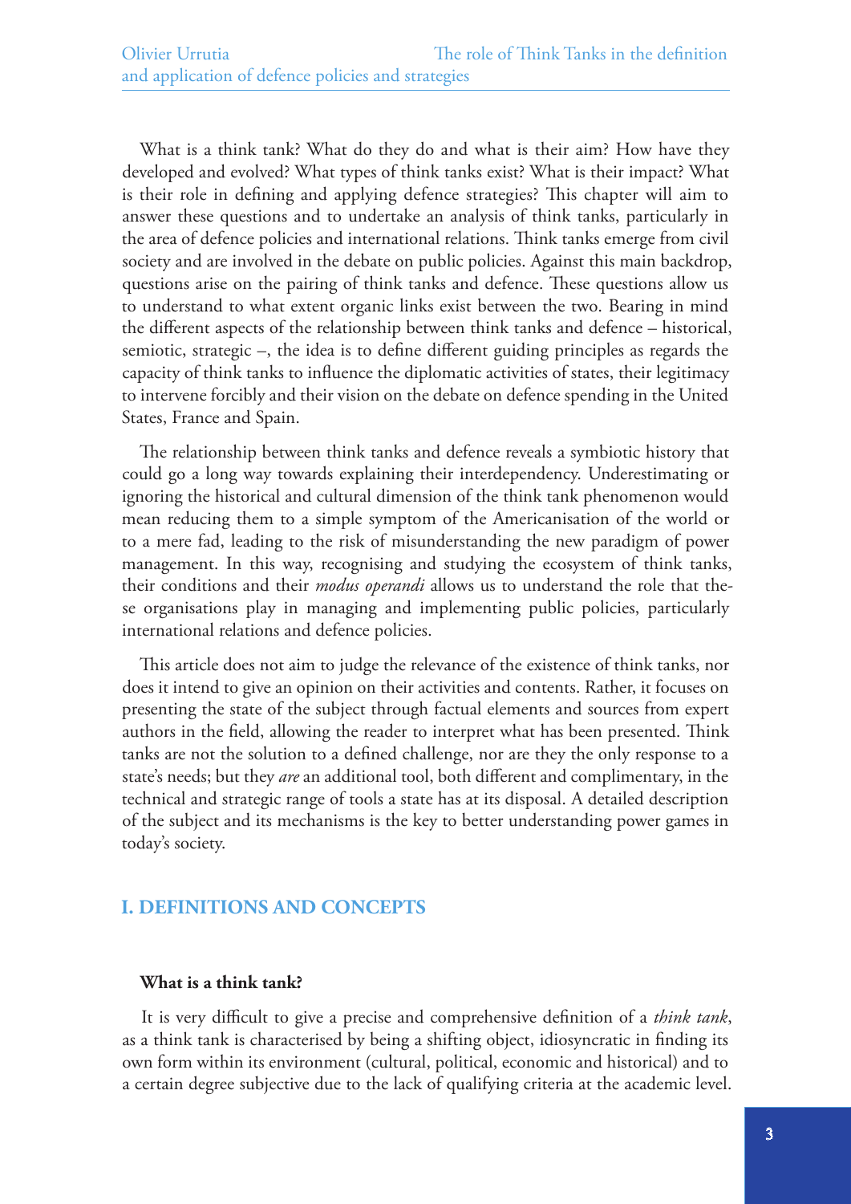What is a think tank? What do they do and what is their aim? How have they developed and evolved? What types of think tanks exist? What is their impact? What is their role in defining and applying defence strategies? This chapter will aim to answer these questions and to undertake an analysis of think tanks, particularly in the area of defence policies and international relations. Think tanks emerge from civil society and are involved in the debate on public policies. Against this main backdrop, questions arise on the pairing of think tanks and defence. These questions allow us to understand to what extent organic links exist between the two. Bearing in mind the different aspects of the relationship between think tanks and defence – historical, semiotic, strategic –, the idea is to define different guiding principles as regards the capacity of think tanks to influence the diplomatic activities of states, their legitimacy to intervene forcibly and their vision on the debate on defence spending in the United States, France and Spain.

The relationship between think tanks and defence reveals a symbiotic history that could go a long way towards explaining their interdependency. Underestimating or ignoring the historical and cultural dimension of the think tank phenomenon would mean reducing them to a simple symptom of the Americanisation of the world or to a mere fad, leading to the risk of misunderstanding the new paradigm of power management. In this way, recognising and studying the ecosystem of think tanks, their conditions and their *modus operandi* allows us to understand the role that these organisations play in managing and implementing public policies, particularly international relations and defence policies.

This article does not aim to judge the relevance of the existence of think tanks, nor does it intend to give an opinion on their activities and contents. Rather, it focuses on presenting the state of the subject through factual elements and sources from expert authors in the field, allowing the reader to interpret what has been presented. Think tanks are not the solution to a defined challenge, nor are they the only response to a state's needs; but they *are* an additional tool, both different and complimentary, in the technical and strategic range of tools a state has at its disposal. A detailed description of the subject and its mechanisms is the key to better understanding power games in today's society.

## I. DEFINITIONS AND CONCEPTS

### What is a think tank?

It is very difficult to give a precise and comprehensive definition of a *think tank*, as a think tank is characterised by being a shifting object, idiosyncratic in finding its own form within its environment (cultural, political, economic and historical) and to a certain degree subjective due to the lack of qualifying criteria at the academic level.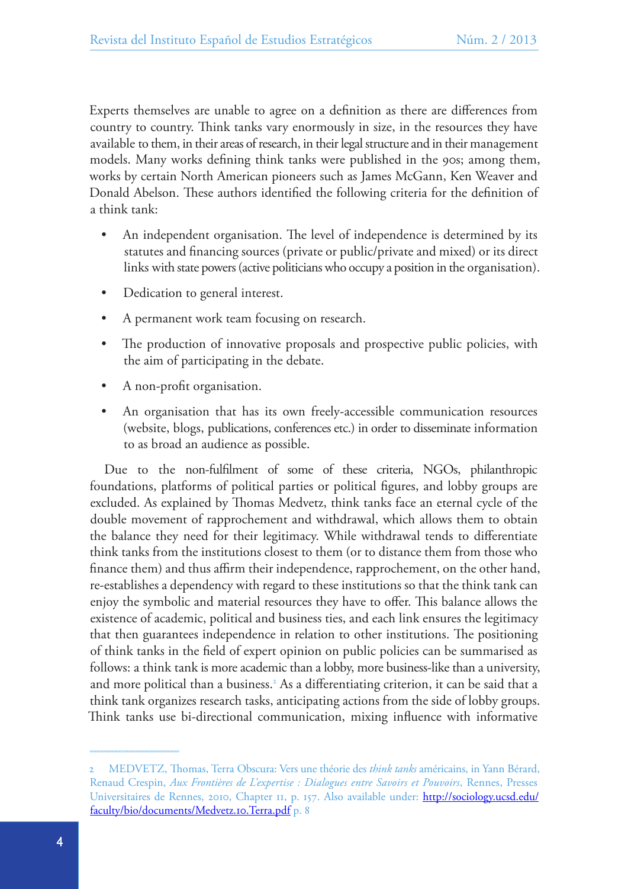Experts themselves are unable to agree on a definition as there are differences from country to country. Think tanks vary enormously in size, in the resources they have available to them, in their areas of research, in their legal structure and in their management models. Many works defining think tanks were published in the 90s; among them, works by certain North American pioneers such as James McGann, Ken Weaver and Donald Abelson. These authors identified the following criteria for the definition of a think tank:

- An independent organisation. The level of independence is determined by its statutes and financing sources (private or public/private and mixed) or its direct links with state powers (active politicians who occupy a position in the organisation).
- Dedication to general interest.
- A permanent work team focusing on research.
- The production of innovative proposals and prospective public policies, with the aim of participating in the debate.
- A non-profit organisation.
- An organisation that has its own freely-accessible communication resources (website, blogs, publications, conferences etc.) in order to disseminate information to as broad an audience as possible.

Due to the non-fulfilment of some of these criteria, NGOs, philanthropic foundations, platforms of political parties or political figures, and lobby groups are excluded. As explained by Thomas Medvetz, think tanks face an eternal cycle of the double movement of rapprochement and withdrawal, which allows them to obtain the balance they need for their legitimacy. While withdrawal tends to differentiate think tanks from the institutions closest to them (or to distance them from those who finance them) and thus affirm their independence, rapprochement, on the other hand, re-establishes a dependency with regard to these institutions so that the think tank can enjoy the symbolic and material resources they have to offer. This balance allows the existence of academic, political and business ties, and each link ensures the legitimacy that then guarantees independence in relation to other institutions. The positioning of think tanks in the field of expert opinion on public policies can be summarised as follows: a think tank is more academic than a lobby, more business-like than a university, and more political than a business.[2] As a differentiating criterion, it can be said that a think tank organizes research tasks, anticipating actions from the side of lobby groups. Think tanks use bi-directional communication, mixing influence with informative

---

2 MEDVETZ, Thomas, Terra Obscura: Vers une théorie des *think tanks* américains, in Yann Bérard, Renaud Crespin, *Aux Frontières de L'expertise : Dialogues entre Savoirs et Pouvoirs*, Rennes, Presses Universitaires de Rennes, 2010, Chapter 11, p. 157. Also available under: http://sociology.ucsd.edu/faculty/bio/documents/Medvetz.10.Terra.pdf p. 8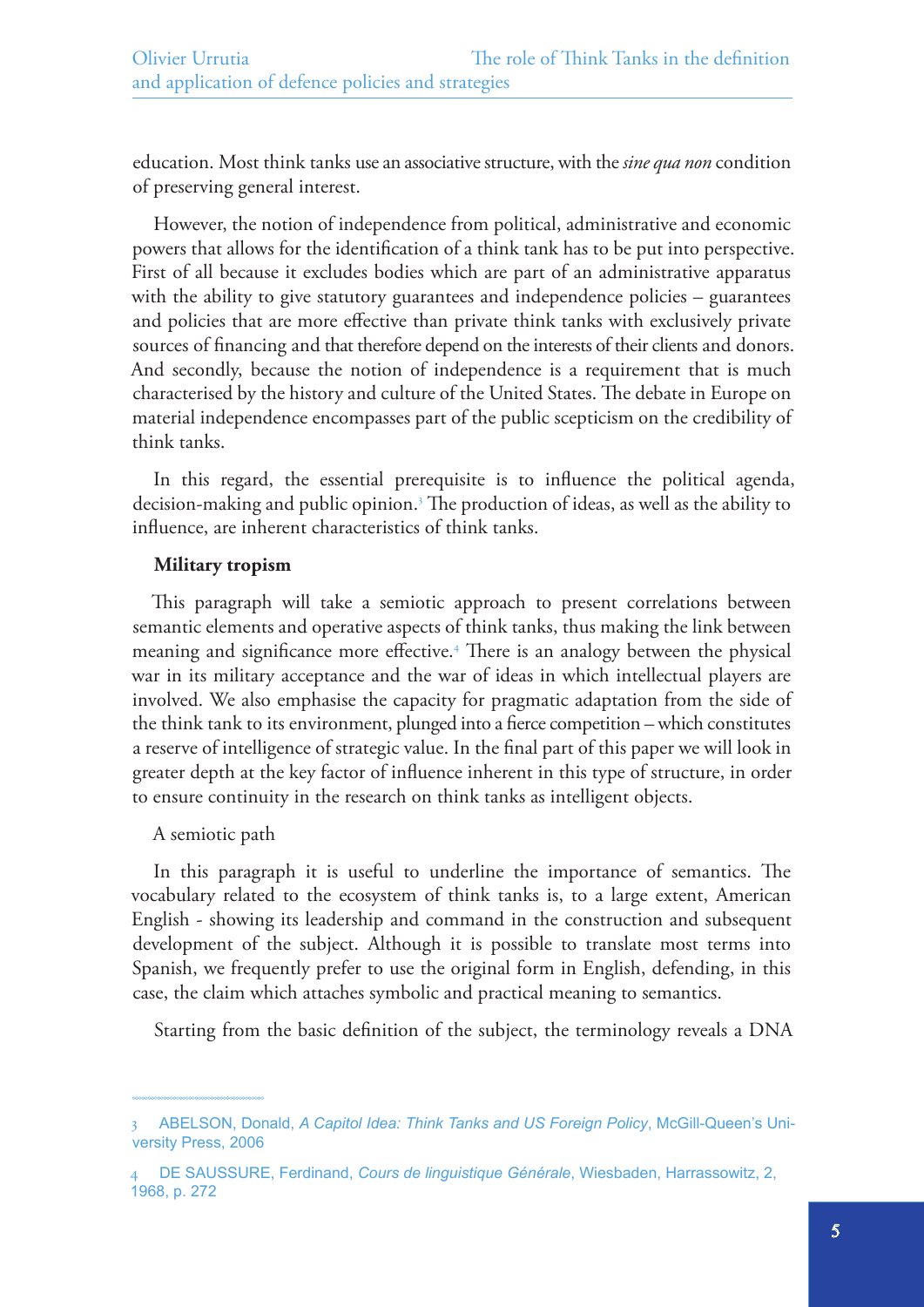education. Most think tanks use an associative structure, with the *sine qua non* condition of preserving general interest.

However, the notion of independence from political, administrative and economic powers that allows for the identification of a think tank has to be put into perspective. First of all because it excludes bodies which are part of an administrative apparatus with the ability to give statutory guarantees and independence policies – guarantees and policies that are more effective than private think tanks with exclusively private sources of financing and that therefore depend on the interests of their clients and donors. And secondly, because the notion of independence is a requirement that is much characterised by the history and culture of the United States. The debate in Europe on material independence encompasses part of the public scepticism on the credibility of think tanks.

In this regard, the essential prerequisite is to influence the political agenda, decision-making and public opinion.[3] The production of ideas, as well as the ability to influence, are inherent characteristics of think tanks.

**Military tropism**

This paragraph will take a semiotic approach to present correlations between semantic elements and operative aspects of think tanks, thus making the link between meaning and significance more effective.[4] There is an analogy between the physical war in its military acceptance and the war of ideas in which intellectual players are involved. We also emphasise the capacity for pragmatic adaptation from the side of the think tank to its environment, plunged into a fierce competition – which constitutes a reserve of intelligence of strategic value. In the final part of this paper we will look in greater depth at the key factor of influence inherent in this type of structure, in order to ensure continuity in the research on think tanks as intelligent objects.

A semiotic path

In this paragraph it is useful to underline the importance of semantics. The vocabulary related to the ecosystem of think tanks is, to a large extent, American English - showing its leadership and command in the construction and subsequent development of the subject. Although it is possible to translate most terms into Spanish, we frequently prefer to use the original form in English, defending, in this case, the claim which attaches symbolic and practical meaning to semantics.

Starting from the basic definition of the subject, the terminology reveals a DNA

---

3 ABELSON, Donald, *A Capitol Idea: Think Tanks and US Foreign Policy*, McGill-Queen's University Press, 2006

4 DE SAUSSURE, Ferdinand, *Cours de linguistique Générale*, Wiesbaden, Harrassowitz, 2, 1968, p. 272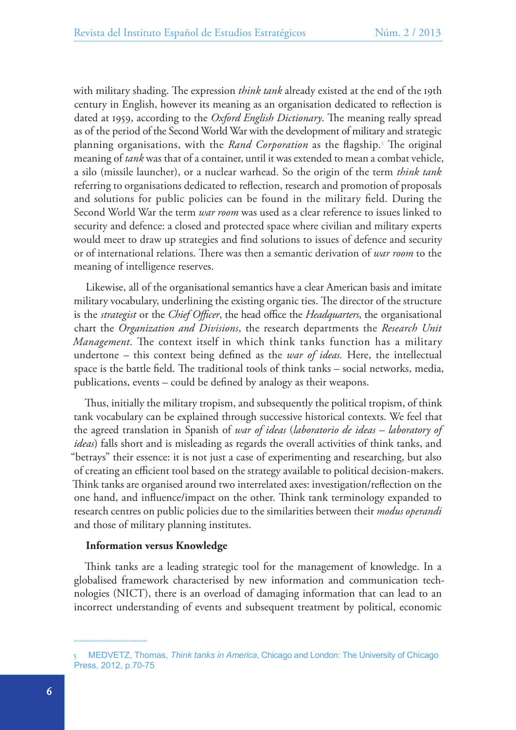with military shading. The expression *think tank* already existed at the end of the 19th century in English, however its meaning as an organisation dedicated to reflection is dated at 1959, according to the *Oxford English Dictionary*. The meaning really spread as of the period of the Second World War with the development of military and strategic planning organisations, with the *Rand Corporation* as the flagship.[5] The original meaning of *tank* was that of a container, until it was extended to mean a combat vehicle, a silo (missile launcher), or a nuclear warhead. So the origin of the term *think tank* referring to organisations dedicated to reflection, research and promotion of proposals and solutions for public policies can be found in the military field. During the Second World War the term *war room* was used as a clear reference to issues linked to security and defence: a closed and protected space where civilian and military experts would meet to draw up strategies and find solutions to issues of defence and security or of international relations. There was then a semantic derivation of *war room* to the meaning of intelligence reserves.

Likewise, all of the organisational semantics have a clear American basis and imitate military vocabulary, underlining the existing organic ties. The director of the structure is the *strategist* or the *Chief Officer*, the head office the *Headquarters*, the organisational chart the *Organization and Divisions*, the research departments the *Research Unit Management*. The context itself in which think tanks function has a military undertone – this context being defined as the *war of ideas.* Here, the intellectual space is the battle field. The traditional tools of think tanks – social networks, media, publications, events – could be defined by analogy as their weapons.

Thus, initially the military tropism, and subsequently the political tropism, of think tank vocabulary can be explained through successive historical contexts. We feel that the agreed translation in Spanish of *war of ideas* (*laboratorio de ideas – laboratory of ideas*) falls short and is misleading as regards the overall activities of think tanks, and "betrays" their essence: it is not just a case of experimenting and researching, but also of creating an efficient tool based on the strategy available to political decision-makers. Think tanks are organised around two interrelated axes: investigation/reflection on the one hand, and influence/impact on the other. Think tank terminology expanded to research centres on public policies due to the similarities between their *modus operandi* and those of military planning institutes.

### Information versus Knowledge

Think tanks are a leading strategic tool for the management of knowledge. In a globalised framework characterised by new information and communication technologies (NICT), there is an overload of damaging information that can lead to an incorrect understanding of events and subsequent treatment by political, economic

---

5 MEDVETZ, Thomas, *Think tanks in America*, Chicago and London: The University of Chicago Press, 2012, p.70-75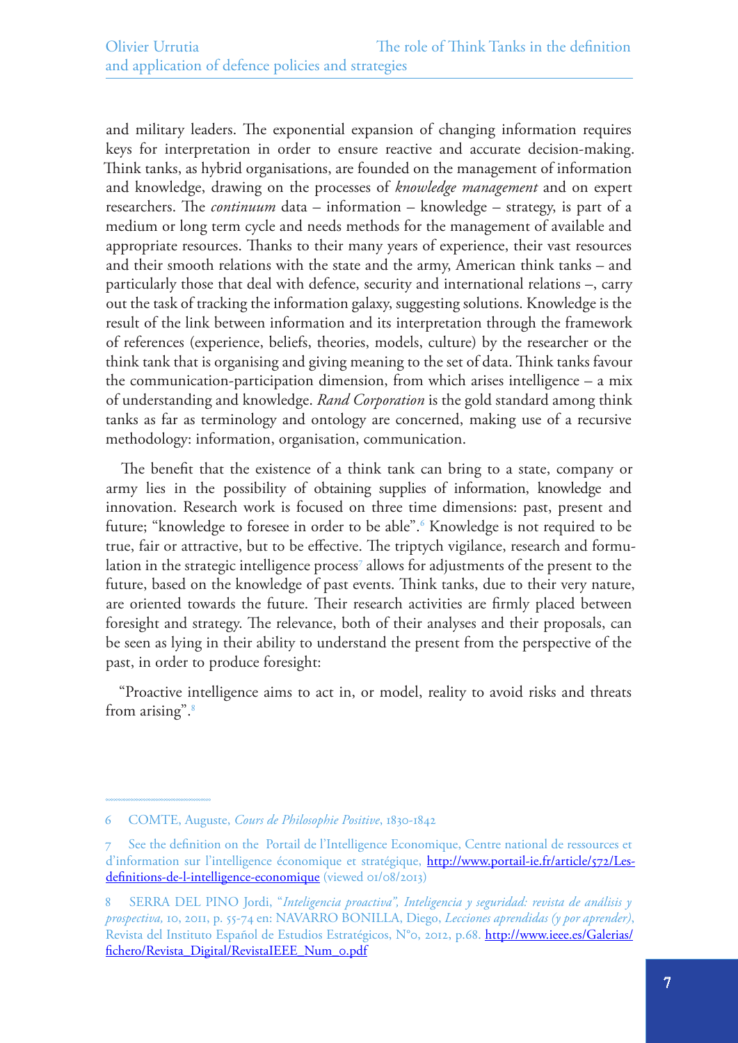and military leaders. The exponential expansion of changing information requires keys for interpretation in order to ensure reactive and accurate decision-making. Think tanks, as hybrid organisations, are founded on the management of information and knowledge, drawing on the processes of *knowledge management* and on expert researchers. The *continuum* data – information – knowledge – strategy, is part of a medium or long term cycle and needs methods for the management of available and appropriate resources. Thanks to their many years of experience, their vast resources and their smooth relations with the state and the army, American think tanks – and particularly those that deal with defence, security and international relations –, carry out the task of tracking the information galaxy, suggesting solutions. Knowledge is the result of the link between information and its interpretation through the framework of references (experience, beliefs, theories, models, culture) by the researcher or the think tank that is organising and giving meaning to the set of data. Think tanks favour the communication-participation dimension, from which arises intelligence – a mix of understanding and knowledge. *Rand Corporation* is the gold standard among think tanks as far as terminology and ontology are concerned, making use of a recursive methodology: information, organisation, communication.

The benefit that the existence of a think tank can bring to a state, company or army lies in the possibility of obtaining supplies of information, knowledge and innovation. Research work is focused on three time dimensions: past, present and future; "knowledge to foresee in order to be able".[6] Knowledge is not required to be true, fair or attractive, but to be effective. The triptych vigilance, research and formulation in the strategic intelligence process[7] allows for adjustments of the present to the future, based on the knowledge of past events. Think tanks, due to their very nature, are oriented towards the future. Their research activities are firmly placed between foresight and strategy. The relevance, both of their analyses and their proposals, can be seen as lying in their ability to understand the present from the perspective of the past, in order to produce foresight:

"Proactive intelligence aims to act in, or model, reality to avoid risks and threats from arising".[8]

---

6 COMTE, Auguste, *Cours de Philosophie Positive*, 1830-1842

7 See the definition on the Portail de l'Intelligence Economique, Centre national de ressources et d'information sur l'intelligence économique et stratégique, http://www.portail-ie.fr/article/572/Les-definitions-de-l-intelligence-economique (viewed 01/08/2013)

8 SERRA DEL PINO Jordi, "*Inteligencia proactiva", Inteligencia y seguridad: revista de análisis y prospectiva,* 10, 2011, p. 55-74 en: NAVARRO BONILLA, Diego, *Lecciones aprendidas (y por aprender)*, Revista del Instituto Español de Estudios Estratégicos, N°0, 2012, p.68. http://www.ieee.es/Galerias/fichero/Revista_Digital/RevistaIEEE_Num_0.pdf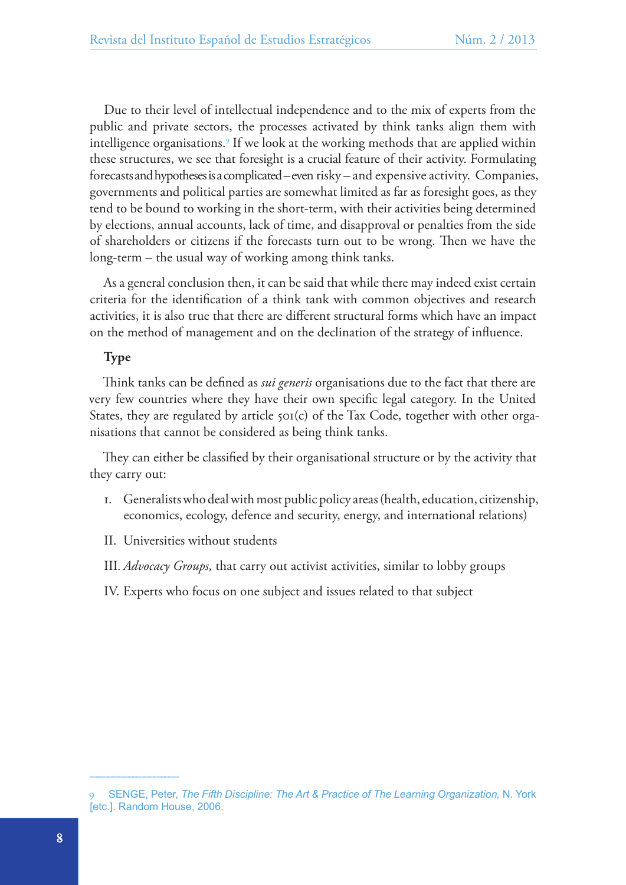Due to their level of intellectual independence and to the mix of experts from the public and private sectors, the processes activated by think tanks align them with intelligence organisations.[9] If we look at the working methods that are applied within these structures, we see that foresight is a crucial feature of their activity. Formulating forecasts and hypotheses is a complicated – even risky – and expensive activity. Companies, governments and political parties are somewhat limited as far as foresight goes, as they tend to be bound to working in the short-term, with their activities being determined by elections, annual accounts, lack of time, and disapproval or penalties from the side of shareholders or citizens if the forecasts turn out to be wrong. Then we have the long-term – the usual way of working among think tanks.

As a general conclusion then, it can be said that while there may indeed exist certain criteria for the identification of a think tank with common objectives and research activities, it is also true that there are different structural forms which have an impact on the method of management and on the declination of the strategy of influence.

**Type**

Think tanks can be defined as *sui generis* organisations due to the fact that there are very few countries where they have their own specific legal category. In the United States, they are regulated by article 501(c) of the Tax Code, together with other organisations that cannot be considered as being think tanks.

They can either be classified by their organisational structure or by the activity that they carry out:

I. Generalists who deal with most public policy areas (health, education, citizenship, economics, ecology, defence and security, energy, and international relations)

II. Universities without students

III. *Advocacy Groups,* that carry out activist activities, similar to lobby groups

IV. Experts who focus on one subject and issues related to that subject

---

9 SENGE, Peter, *The Fifth Discipline: The Art & Practice of The Learning Organization,* N. York [etc.]. Random House, 2006.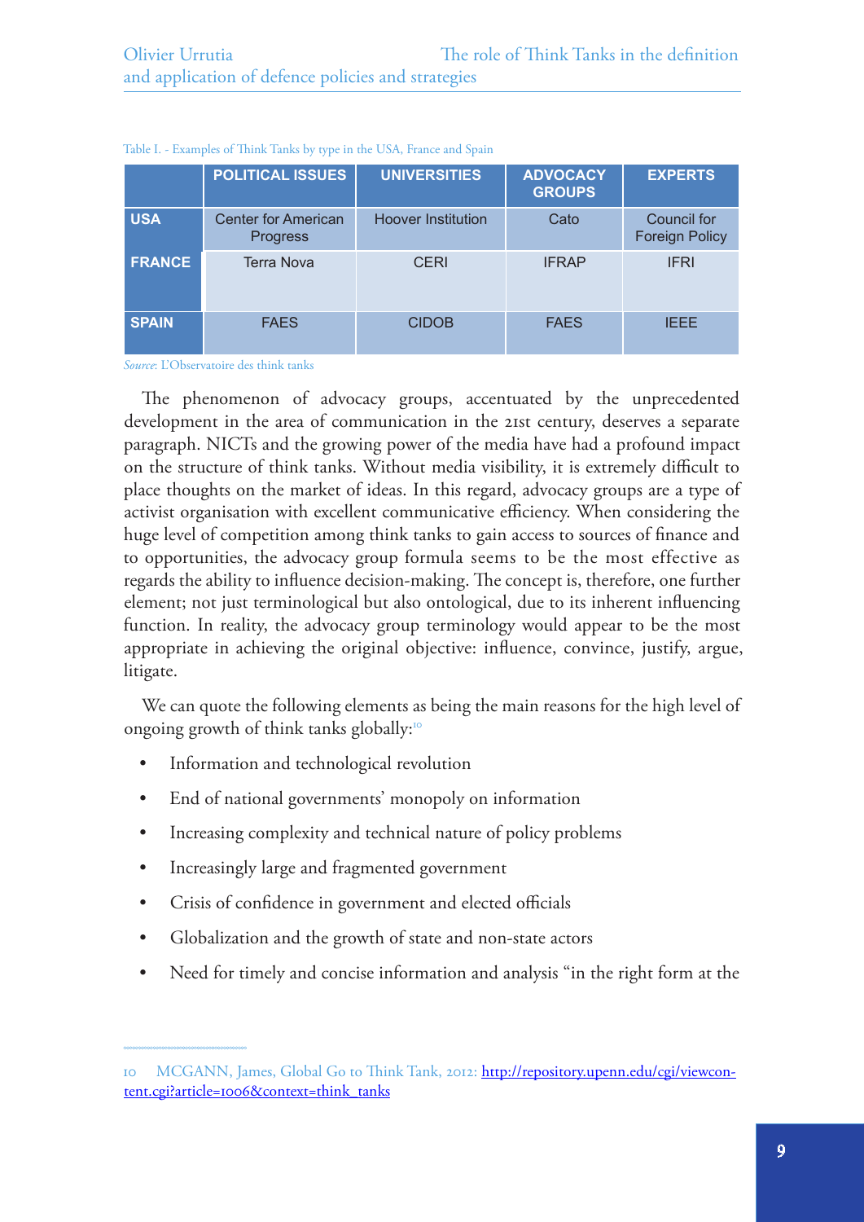Table I. - Examples of Think Tanks by type in the USA, France and Spain

| | POLITICAL ISSUES | UNIVERSITIES | ADVOCACY GROUPS | EXPERTS |
|---|---|---|---|---|
| USA | Center for American Progress | Hoover Institution | Cato | Council for Foreign Policy |
| FRANCE | Terra Nova | CERI | IFRAP | IFRI |
| SPAIN | FAES | CIDOB | FAES | IEEE |

*Source*: L'Observatoire des think tanks

The phenomenon of advocacy groups, accentuated by the unprecedented development in the area of communication in the 21st century, deserves a separate paragraph. NICTs and the growing power of the media have had a profound impact on the structure of think tanks. Without media visibility, it is extremely difficult to place thoughts on the market of ideas. In this regard, advocacy groups are a type of activist organisation with excellent communicative efficiency. When considering the huge level of competition among think tanks to gain access to sources of finance and to opportunities, the advocacy group formula seems to be the most effective as regards the ability to influence decision-making. The concept is, therefore, one further element; not just terminological but also ontological, due to its inherent influencing function. In reality, the advocacy group terminology would appear to be the most appropriate in achieving the original objective: influence, convince, justify, argue, litigate.

We can quote the following elements as being the main reasons for the high level of ongoing growth of think tanks globally:[10]

- Information and technological revolution
- End of national governments' monopoly on information
- Increasing complexity and technical nature of policy problems
- Increasingly large and fragmented government
- Crisis of confidence in government and elected officials
- Globalization and the growth of state and non-state actors
- Need for timely and concise information and analysis "in the right form at the

10 MCGANN, James, Global Go to Think Tank, 2012: http://repository.upenn.edu/cgi/viewcontent.cgi?article=1006&context=think_tanks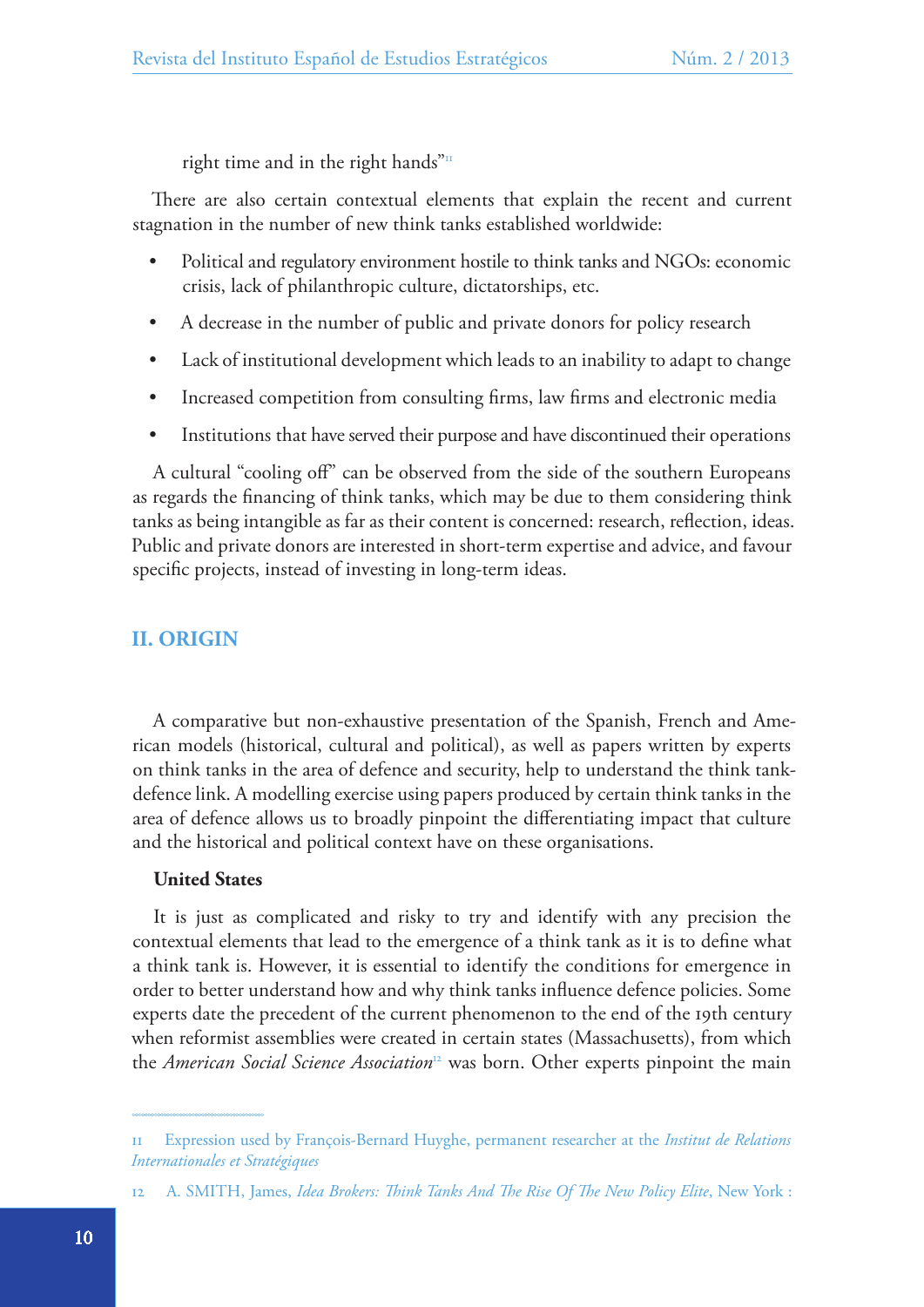right time and in the right hands"[11]

There are also certain contextual elements that explain the recent and current stagnation in the number of new think tanks established worldwide:

- Political and regulatory environment hostile to think tanks and NGOs: economic crisis, lack of philanthropic culture, dictatorships, etc.
- A decrease in the number of public and private donors for policy research
- Lack of institutional development which leads to an inability to adapt to change
- Increased competition from consulting firms, law firms and electronic media
- Institutions that have served their purpose and have discontinued their operations

A cultural "cooling off" can be observed from the side of the southern Europeans as regards the financing of think tanks, which may be due to them considering think tanks as being intangible as far as their content is concerned: research, reflection, ideas. Public and private donors are interested in short-term expertise and advice, and favour specific projects, instead of investing in long-term ideas.

## II. ORIGIN

A comparative but non-exhaustive presentation of the Spanish, French and American models (historical, cultural and political), as well as papers written by experts on think tanks in the area of defence and security, help to understand the think tank-defence link. A modelling exercise using papers produced by certain think tanks in the area of defence allows us to broadly pinpoint the differentiating impact that culture and the historical and political context have on these organisations.

**United States**

It is just as complicated and risky to try and identify with any precision the contextual elements that lead to the emergence of a think tank as it is to define what a think tank is. However, it is essential to identify the conditions for emergence in order to better understand how and why think tanks influence defence policies. Some experts date the precedent of the current phenomenon to the end of the 19th century when reformist assemblies were created in certain states (Massachusetts), from which the *American Social Science Association*[12] was born. Other experts pinpoint the main

---

11 Expression used by François-Bernard Huyghe, permanent researcher at the *Institut de Relations Internationales et Stratégiques*

12 A. SMITH, James, *Idea Brokers: Think Tanks And The Rise Of The New Policy Elite*, New York :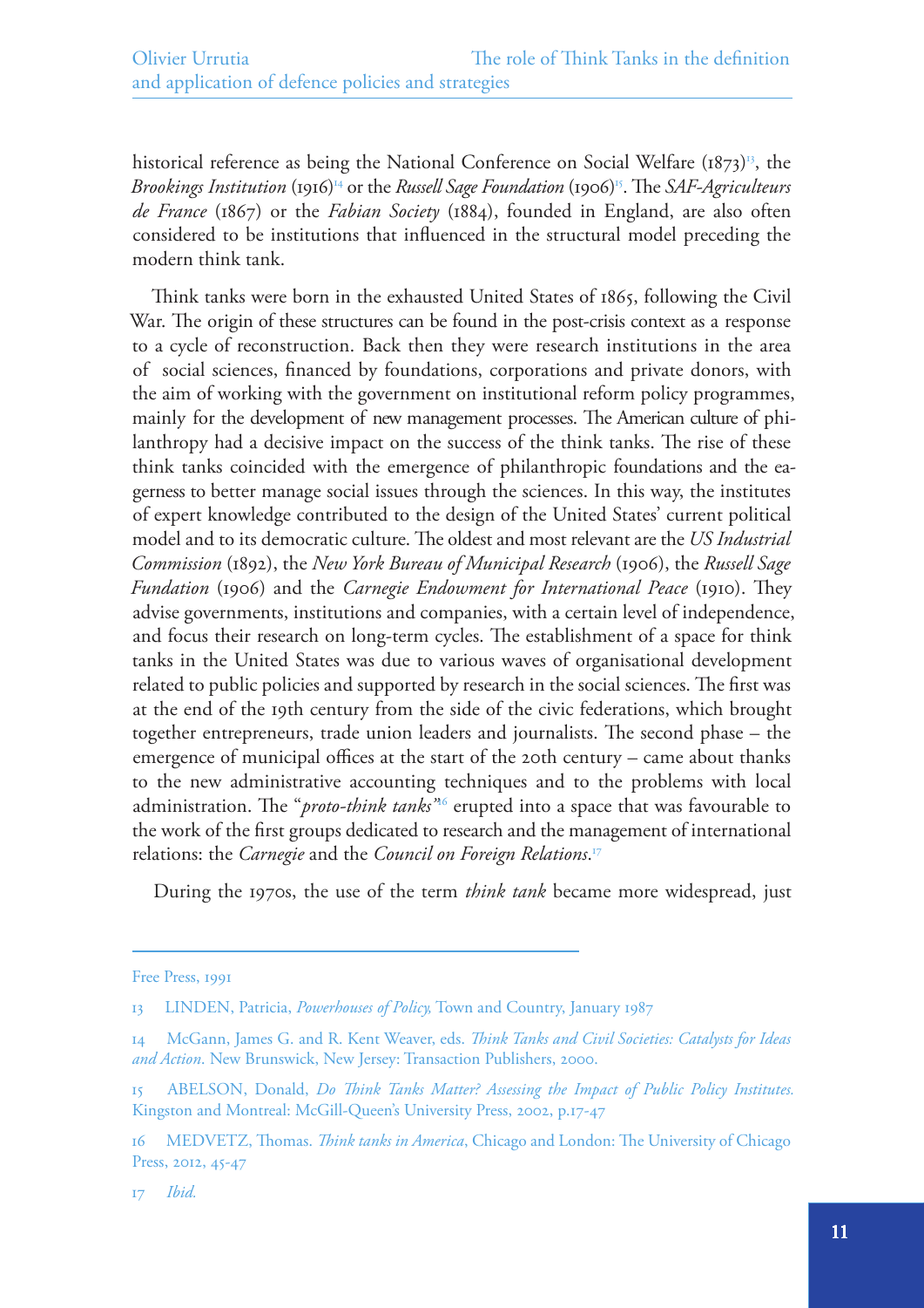historical reference as being the National Conference on Social Welfare (1873)[13], the *Brookings Institution* (1916)[14] or the *Russell Sage Foundation* (1906)[15]. The *SAF-Agriculteurs de France* (1867) or the *Fabian Society* (1884), founded in England, are also often considered to be institutions that influenced in the structural model preceding the modern think tank.

Think tanks were born in the exhausted United States of 1865, following the Civil War. The origin of these structures can be found in the post-crisis context as a response to a cycle of reconstruction. Back then they were research institutions in the area of social sciences, financed by foundations, corporations and private donors, with the aim of working with the government on institutional reform policy programmes, mainly for the development of new management processes. The American culture of philanthropy had a decisive impact on the success of the think tanks. The rise of these think tanks coincided with the emergence of philanthropic foundations and the eagerness to better manage social issues through the sciences. In this way, the institutes of expert knowledge contributed to the design of the United States' current political model and to its democratic culture. The oldest and most relevant are the *US Industrial Commission* (1892), the *New York Bureau of Municipal Research* (1906), the *Russell Sage Fundation* (1906) and the *Carnegie Endowment for International Peace* (1910). They advise governments, institutions and companies, with a certain level of independence, and focus their research on long-term cycles. The establishment of a space for think tanks in the United States was due to various waves of organisational development related to public policies and supported by research in the social sciences. The first was at the end of the 19th century from the side of the civic federations, which brought together entrepreneurs, trade union leaders and journalists. The second phase – the emergence of municipal offices at the start of the 20th century – came about thanks to the new administrative accounting techniques and to the problems with local administration. The "*proto-think tanks*"[16] erupted into a space that was favourable to the work of the first groups dedicated to research and the management of international relations: the *Carnegie* and the *Council on Foreign Relations*.[17]

During the 1970s, the use of the term *think tank* became more widespread, just

---

Free Press, 1991

13 LINDEN, Patricia, *Powerhouses of Policy,* Town and Country, January 1987

14 McGann, James G. and R. Kent Weaver, eds. *Think Tanks and Civil Societies: Catalysts for Ideas and Action*. New Brunswick, New Jersey: Transaction Publishers, 2000.

15 ABELSON, Donald, *Do Think Tanks Matter? Assessing the Impact of Public Policy Institutes.* Kingston and Montreal: McGill-Queen's University Press, 2002, p.17-47

16 MEDVETZ, Thomas. *Think tanks in America*, Chicago and London: The University of Chicago Press, 2012, 45-47

17 *Ibid.*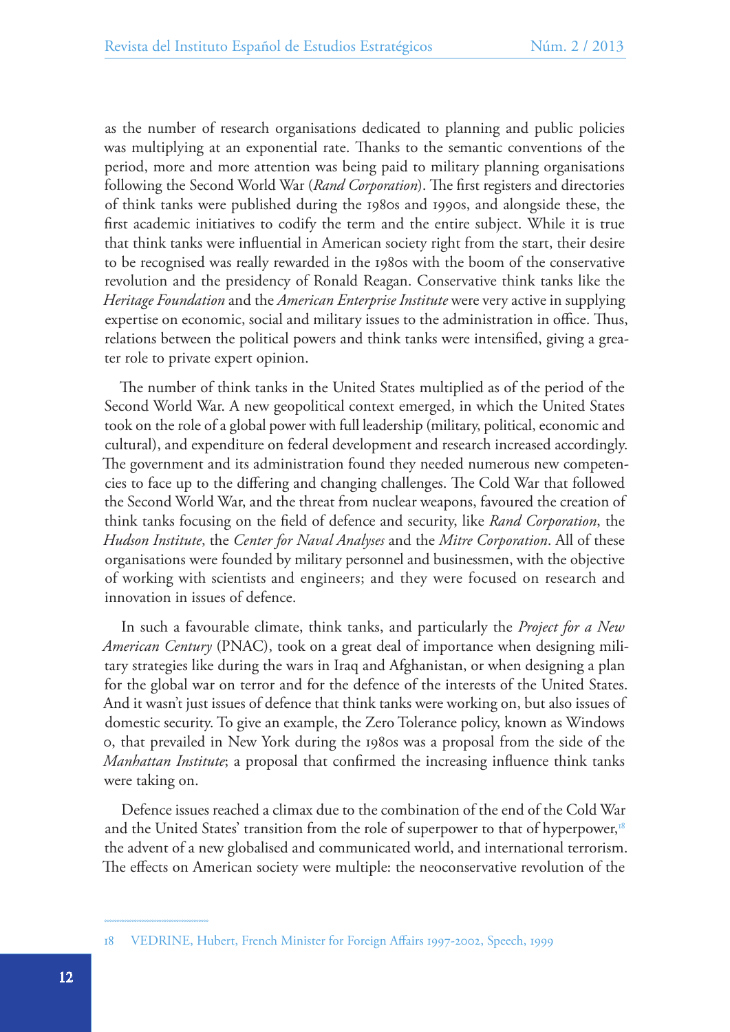as the number of research organisations dedicated to planning and public policies was multiplying at an exponential rate. Thanks to the semantic conventions of the period, more and more attention was being paid to military planning organisations following the Second World War (*Rand Corporation*). The first registers and directories of think tanks were published during the 1980s and 1990s, and alongside these, the first academic initiatives to codify the term and the entire subject. While it is true that think tanks were influential in American society right from the start, their desire to be recognised was really rewarded in the 1980s with the boom of the conservative revolution and the presidency of Ronald Reagan. Conservative think tanks like the *Heritage Foundation* and the *American Enterprise Institute* were very active in supplying expertise on economic, social and military issues to the administration in office. Thus, relations between the political powers and think tanks were intensified, giving a greater role to private expert opinion.

The number of think tanks in the United States multiplied as of the period of the Second World War. A new geopolitical context emerged, in which the United States took on the role of a global power with full leadership (military, political, economic and cultural), and expenditure on federal development and research increased accordingly. The government and its administration found they needed numerous new competencies to face up to the differing and changing challenges. The Cold War that followed the Second World War, and the threat from nuclear weapons, favoured the creation of think tanks focusing on the field of defence and security, like *Rand Corporation*, the *Hudson Institute*, the *Center for Naval Analyses* and the *Mitre Corporation*. All of these organisations were founded by military personnel and businessmen, with the objective of working with scientists and engineers; and they were focused on research and innovation in issues of defence.

In such a favourable climate, think tanks, and particularly the *Project for a New American Century* (PNAC), took on a great deal of importance when designing military strategies like during the wars in Iraq and Afghanistan, or when designing a plan for the global war on terror and for the defence of the interests of the United States. And it wasn't just issues of defence that think tanks were working on, but also issues of domestic security. To give an example, the Zero Tolerance policy, known as Windows 0, that prevailed in New York during the 1980s was a proposal from the side of the *Manhattan Institute*; a proposal that confirmed the increasing influence think tanks were taking on.

Defence issues reached a climax due to the combination of the end of the Cold War and the United States' transition from the role of superpower to that of hyperpower,[18] the advent of a new globalised and communicated world, and international terrorism. The effects on American society were multiple: the neoconservative revolution of the

---

18 VEDRINE, Hubert, French Minister for Foreign Affairs 1997-2002, Speech, 1999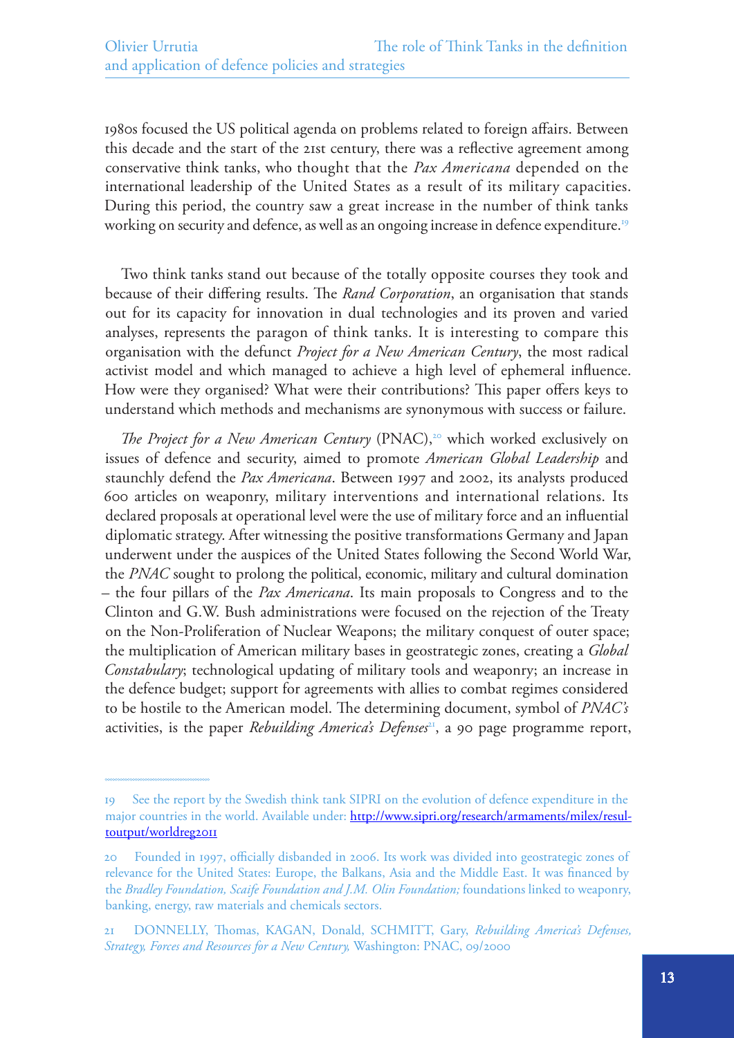1980s focused the US political agenda on problems related to foreign affairs. Between this decade and the start of the 21st century, there was a reflective agreement among conservative think tanks, who thought that the *Pax Americana* depended on the international leadership of the United States as a result of its military capacities. During this period, the country saw a great increase in the number of think tanks working on security and defence, as well as an ongoing increase in defence expenditure.[19]

Two think tanks stand out because of the totally opposite courses they took and because of their differing results. The *Rand Corporation*, an organisation that stands out for its capacity for innovation in dual technologies and its proven and varied analyses, represents the paragon of think tanks. It is interesting to compare this organisation with the defunct *Project for a New American Century*, the most radical activist model and which managed to achieve a high level of ephemeral influence. How were they organised? What were their contributions? This paper offers keys to understand which methods and mechanisms are synonymous with success or failure.

*The Project for a New American Century* (PNAC),[20] which worked exclusively on issues of defence and security, aimed to promote *American Global Leadership* and staunchly defend the *Pax Americana*. Between 1997 and 2002, its analysts produced 600 articles on weaponry, military interventions and international relations. Its declared proposals at operational level were the use of military force and an influential diplomatic strategy. After witnessing the positive transformations Germany and Japan underwent under the auspices of the United States following the Second World War, the *PNAC* sought to prolong the political, economic, military and cultural domination – the four pillars of the *Pax Americana*. Its main proposals to Congress and to the Clinton and G.W. Bush administrations were focused on the rejection of the Treaty on the Non-Proliferation of Nuclear Weapons; the military conquest of outer space; the multiplication of American military bases in geostrategic zones, creating a *Global Constabulary*; technological updating of military tools and weaponry; an increase in the defence budget; support for agreements with allies to combat regimes considered to be hostile to the American model. The determining document, symbol of *PNAC's* activities, is the paper *Rebuilding America's Defenses*[21], a 90 page programme report,

---

19 See the report by the Swedish think tank SIPRI on the evolution of defence expenditure in the major countries in the world. Available under: http://www.sipri.org/research/armaments/milex/resultoutput/worldreg2011

20 Founded in 1997, officially disbanded in 2006. Its work was divided into geostrategic zones of relevance for the United States: Europe, the Balkans, Asia and the Middle East. It was financed by the *Bradley Foundation, Scaife Foundation and J.M. Olin Foundation;* foundations linked to weaponry, banking, energy, raw materials and chemicals sectors.

21 DONNELLY, Thomas, KAGAN, Donald, SCHMITT, Gary, *Rebuilding America's Defenses, Strategy, Forces and Resources for a New Century,* Washington: PNAC, 09/2000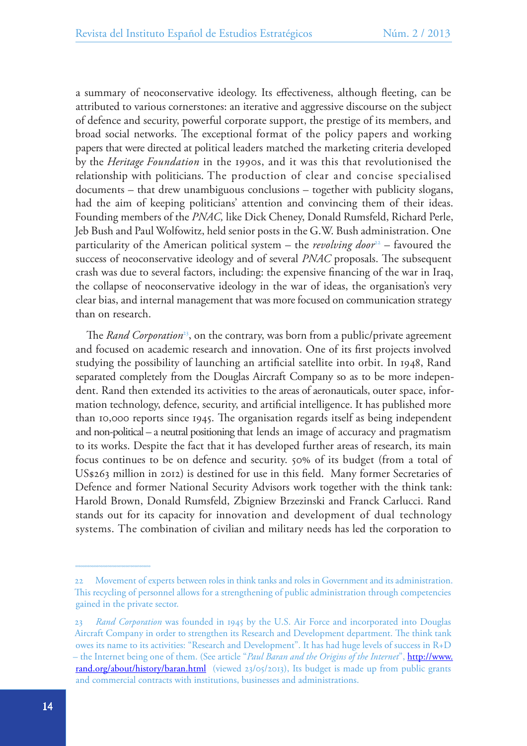a summary of neoconservative ideology. Its effectiveness, although fleeting, can be attributed to various cornerstones: an iterative and aggressive discourse on the subject of defence and security, powerful corporate support, the prestige of its members, and broad social networks. The exceptional format of the policy papers and working papers that were directed at political leaders matched the marketing criteria developed by the *Heritage Foundation* in the 1990s, and it was this that revolutionised the relationship with politicians. The production of clear and concise specialised documents – that drew unambiguous conclusions – together with publicity slogans, had the aim of keeping politicians' attention and convincing them of their ideas. Founding members of the *PNAC,* like Dick Cheney, Donald Rumsfeld, Richard Perle, Jeb Bush and Paul Wolfowitz, held senior posts in the G.W. Bush administration. One particularity of the American political system – the *revolving door*[22] – favoured the success of neoconservative ideology and of several *PNAC* proposals. The subsequent crash was due to several factors, including: the expensive financing of the war in Iraq, the collapse of neoconservative ideology in the war of ideas, the organisation's very clear bias, and internal management that was more focused on communication strategy than on research.

The *Rand Corporation*[23], on the contrary, was born from a public/private agreement and focused on academic research and innovation. One of its first projects involved studying the possibility of launching an artificial satellite into orbit. In 1948, Rand separated completely from the Douglas Aircraft Company so as to be more independent. Rand then extended its activities to the areas of aeronauticals, outer space, information technology, defence, security, and artificial intelligence. It has published more than 10,000 reports since 1945. The organisation regards itself as being independent and non-political – a neutral positioning that lends an image of accuracy and pragmatism to its works. Despite the fact that it has developed further areas of research, its main focus continues to be on defence and security. 50% of its budget (from a total of US$263 million in 2012) is destined for use in this field. Many former Secretaries of Defence and former National Security Advisors work together with the think tank: Harold Brown, Donald Rumsfeld, Zbigniew Brzezinski and Franck Carlucci. Rand stands out for its capacity for innovation and development of dual technology systems. The combination of civilian and military needs has led the corporation to

---

22 Movement of experts between roles in think tanks and roles in Government and its administration. This recycling of personnel allows for a strengthening of public administration through competencies gained in the private sector.

23 *Rand Corporation* was founded in 1945 by the U.S. Air Force and incorporated into Douglas Aircraft Company in order to strengthen its Research and Development department. The think tank owes its name to its activities: "Research and Development". It has had huge levels of success in R+D – the Internet being one of them. (See article "*Paul Baran and the Origins of the Internet*", http://www.rand.org/about/history/baran.html (viewed 23/05/2013), Its budget is made up from public grants and commercial contracts with institutions, businesses and administrations.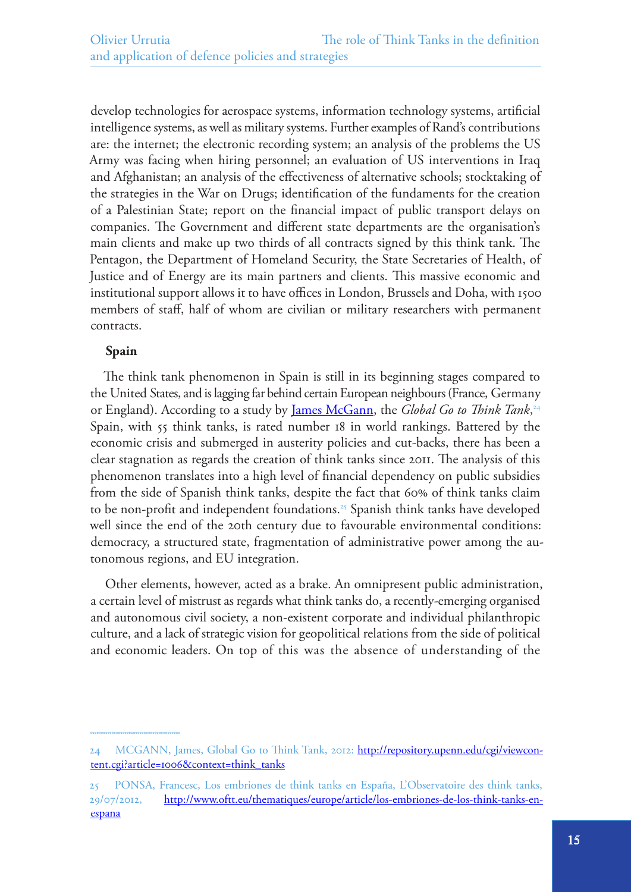develop technologies for aerospace systems, information technology systems, artificial intelligence systems, as well as military systems. Further examples of Rand's contributions are: the internet; the electronic recording system; an analysis of the problems the US Army was facing when hiring personnel; an evaluation of US interventions in Iraq and Afghanistan; an analysis of the effectiveness of alternative schools; stocktaking of the strategies in the War on Drugs; identification of the fundaments for the creation of a Palestinian State; report on the financial impact of public transport delays on companies. The Government and different state departments are the organisation's main clients and make up two thirds of all contracts signed by this think tank. The Pentagon, the Department of Homeland Security, the State Secretaries of Health, of Justice and of Energy are its main partners and clients. This massive economic and institutional support allows it to have offices in London, Brussels and Doha, with 1500 members of staff, half of whom are civilian or military researchers with permanent contracts.

**Spain**

The think tank phenomenon in Spain is still in its beginning stages compared to the United States, and is lagging far behind certain European neighbours (France, Germany or England). According to a study by [James McGann](), the *Global Go to Think Tank*,[24] Spain, with 55 think tanks, is rated number 18 in world rankings. Battered by the economic crisis and submerged in austerity policies and cut-backs, there has been a clear stagnation as regards the creation of think tanks since 2011. The analysis of this phenomenon translates into a high level of financial dependency on public subsidies from the side of Spanish think tanks, despite the fact that 60% of think tanks claim to be non-profit and independent foundations.[25] Spanish think tanks have developed well since the end of the 20th century due to favourable environmental conditions: democracy, a structured state, fragmentation of administrative power among the autonomous regions, and EU integration.

Other elements, however, acted as a brake. An omnipresent public administration, a certain level of mistrust as regards what think tanks do, a recently-emerging organised and autonomous civil society, a non-existent corporate and individual philanthropic culture, and a lack of strategic vision for geopolitical relations from the side of political and economic leaders. On top of this was the absence of understanding of the

24 MCGANN, James, Global Go to Think Tank, 2012: http://repository.upenn.edu/cgi/viewcontent.cgi?article=1006&context=think_tanks

25 PONSA, Francesc, Los embriones de think tanks en España, L'Observatoire des think tanks, 29/07/2012, http://www.oftt.eu/thematiques/europe/article/los-embriones-de-los-think-tanks-en-espana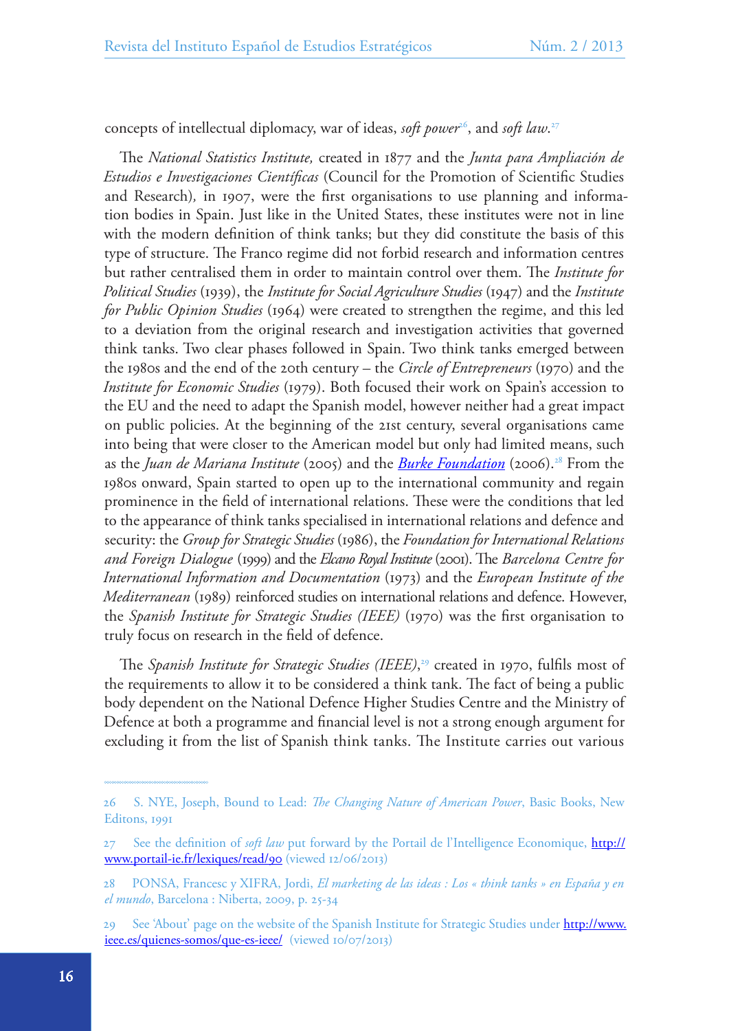concepts of intellectual diplomacy, war of ideas, *soft power*[26], and *soft law*.[27]

The *National Statistics Institute,* created in 1877 and the *Junta para Ampliación de Estudios e Investigaciones Científicas* (Council for the Promotion of Scientific Studies and Research)*,* in 1907, were the first organisations to use planning and information bodies in Spain. Just like in the United States, these institutes were not in line with the modern definition of think tanks; but they did constitute the basis of this type of structure. The Franco regime did not forbid research and information centres but rather centralised them in order to maintain control over them. The *Institute for Political Studies* (1939), the *Institute for Social Agriculture Studies* (1947) and the *Institute for Public Opinion Studies* (1964) were created to strengthen the regime, and this led to a deviation from the original research and investigation activities that governed think tanks. Two clear phases followed in Spain. Two think tanks emerged between the 1980s and the end of the 20th century – the *Circle of Entrepreneurs* (1970) and the *Institute for Economic Studies* (1979). Both focused their work on Spain's accession to the EU and the need to adapt the Spanish model, however neither had a great impact on public policies. At the beginning of the 21st century, several organisations came into being that were closer to the American model but only had limited means, such as the *Juan de Mariana Institute* (2005) and the *Burke Foundation* (2006).[28] From the 1980s onward, Spain started to open up to the international community and regain prominence in the field of international relations. These were the conditions that led to the appearance of think tanks specialised in international relations and defence and security: the *Group for Strategic Studies* (1986), the *Foundation for International Relations and Foreign Dialogue* (1999) and the *Elcano Royal Institute* (2001). The *Barcelona Centre for International Information and Documentation* (1973) and the *European Institute of the Mediterranean* (1989) reinforced studies on international relations and defence. However, the *Spanish Institute for Strategic Studies (IEEE)* (1970) was the first organisation to truly focus on research in the field of defence.

The *Spanish Institute for Strategic Studies (IEEE)*,[29] created in 1970, fulfils most of the requirements to allow it to be considered a think tank. The fact of being a public body dependent on the National Defence Higher Studies Centre and the Ministry of Defence at both a programme and financial level is not a strong enough argument for excluding it from the list of Spanish think tanks. The Institute carries out various

---

26 S. NYE, Joseph, Bound to Lead: *The Changing Nature of American Power*, Basic Books, New Editons, 1991

27 See the definition of *soft law* put forward by the Portail de l'Intelligence Economique, http://www.portail-ie.fr/lexiques/read/90 (viewed 12/06/2013)

28 PONSA, Francesc y XIFRA, Jordi, *El marketing de las ideas : Los « think tanks » en España y en el mundo*, Barcelona : Niberta, 2009, p. 25-34

29 See 'About' page on the website of the Spanish Institute for Strategic Studies under http://www.ieee.es/quienes-somos/que-es-ieee/ (viewed 10/07/2013)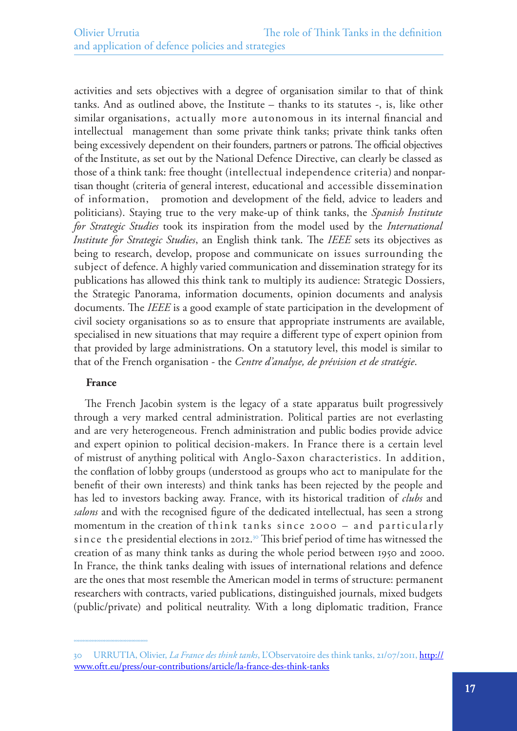activities and sets objectives with a degree of organisation similar to that of think tanks. And as outlined above, the Institute – thanks to its statutes -, is, like other similar organisations, actually more autonomous in its internal financial and intellectual management than some private think tanks; private think tanks often being excessively dependent on their founders, partners or patrons. The official objectives of the Institute, as set out by the National Defence Directive, can clearly be classed as those of a think tank: free thought (intellectual independence criteria) and nonpartisan thought (criteria of general interest, educational and accessible dissemination of information, promotion and development of the field, advice to leaders and politicians). Staying true to the very make-up of think tanks, the *Spanish Institute for Strategic Studies* took its inspiration from the model used by the *International Institute for Strategic Studies*, an English think tank. The *IEEE* sets its objectives as being to research, develop, propose and communicate on issues surrounding the subject of defence. A highly varied communication and dissemination strategy for its publications has allowed this think tank to multiply its audience: Strategic Dossiers, the Strategic Panorama, information documents, opinion documents and analysis documents. The *IEEE* is a good example of state participation in the development of civil society organisations so as to ensure that appropriate instruments are available, specialised in new situations that may require a different type of expert opinion from that provided by large administrations. On a statutory level, this model is similar to that of the French organisation - the *Centre d'analyse, de prévision et de stratégie*.

**France**

The French Jacobin system is the legacy of a state apparatus built progressively through a very marked central administration. Political parties are not everlasting and are very heterogeneous. French administration and public bodies provide advice and expert opinion to political decision-makers. In France there is a certain level of mistrust of anything political with Anglo-Saxon characteristics. In addition, the conflation of lobby groups (understood as groups who act to manipulate for the benefit of their own interests) and think tanks has been rejected by the people and has led to investors backing away. France, with its historical tradition of *clubs* and *salons* and with the recognised figure of the dedicated intellectual, has seen a strong momentum in the creation of think tanks since 2000 – and particularly since the presidential elections in 2012.[30] This brief period of time has witnessed the creation of as many think tanks as during the whole period between 1950 and 2000. In France, the think tanks dealing with issues of international relations and defence are the ones that most resemble the American model in terms of structure: permanent researchers with contracts, varied publications, distinguished journals, mixed budgets (public/private) and political neutrality. With a long diplomatic tradition, France

---

30 URRUTIA, Olivier, *La France des think tanks*, L'Observatoire des think tanks, 21/07/2011, http://www.oftt.eu/press/our-contributions/article/la-france-des-think-tanks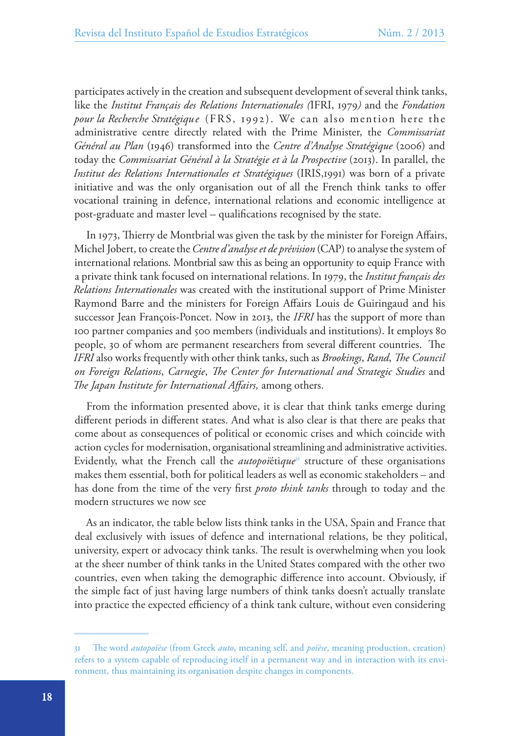participates actively in the creation and subsequent development of several think tanks, like the *Institut Français des Relations Internationales (*IFRI, 1979*)* and the *Fondation pour la Recherche Stratégique* (FRS, 1992). We can also mention here the administrative centre directly related with the Prime Minister, the *Commissariat Général au Plan* (1946) transformed into the *Centre d'Analyse Stratégique* (2006) and today the *Commissariat Général à la Stratégie et à la Prospective* (2013). In parallel, the *Institut des Relations Internationales et Stratégiques* (IRIS,1991) was born of a private initiative and was the only organisation out of all the French think tanks to offer vocational training in defence, international relations and economic intelligence at post-graduate and master level – qualifications recognised by the state.

In 1973, Thierry de Montbrial was given the task by the minister for Foreign Affairs, Michel Jobert, to create the *Centre d'analyse et de prévision* (CAP) to analyse the system of international relations. Montbrial saw this as being an opportunity to equip France with a private think tank focused on international relations. In 1979, the *Institut français des Relations Internationales* was created with the institutional support of Prime Minister Raymond Barre and the ministers for Foreign Affairs Louis de Guiringaud and his successor Jean François-Poncet. Now in 2013, the *IFRI* has the support of more than 100 partner companies and 500 members (individuals and institutions). It employs 80 people, 30 of whom are permanent researchers from several different countries. The *IFRI* also works frequently with other think tanks, such as *Brookings*, *Rand*, *The Council on Foreign Relations*, *Carnegie*, *The Center for International and Strategic Studies* and *The Japan Institute for International Affairs,* among others.

From the information presented above, it is clear that think tanks emerge during different periods in different states. And what is also clear is that there are peaks that come about as consequences of political or economic crises and which coincide with action cycles for modernisation, organisational streamlining and administrative activities. Evidently, what the French call the *autopoïétique*[31] structure of these organisations makes them essential, both for political leaders as well as economic stakeholders – and has done from the time of the very first *proto think tanks* through to today and the modern structures we now see

As an indicator, the table below lists think tanks in the USA, Spain and France that deal exclusively with issues of defence and international relations, be they political, university, expert or advocacy think tanks. The result is overwhelming when you look at the sheer number of think tanks in the United States compared with the other two countries, even when taking the demographic difference into account. Obviously, if the simple fact of just having large numbers of think tanks doesn't actually translate into practice the expected efficiency of a think tank culture, without even considering

31 The word *autopoïèse* (from Greek *auto*, meaning self, and *poïèse*, meaning production, creation) refers to a system capable of reproducing itself in a permanent way and in interaction with its environment, thus maintaining its organisation despite changes in components.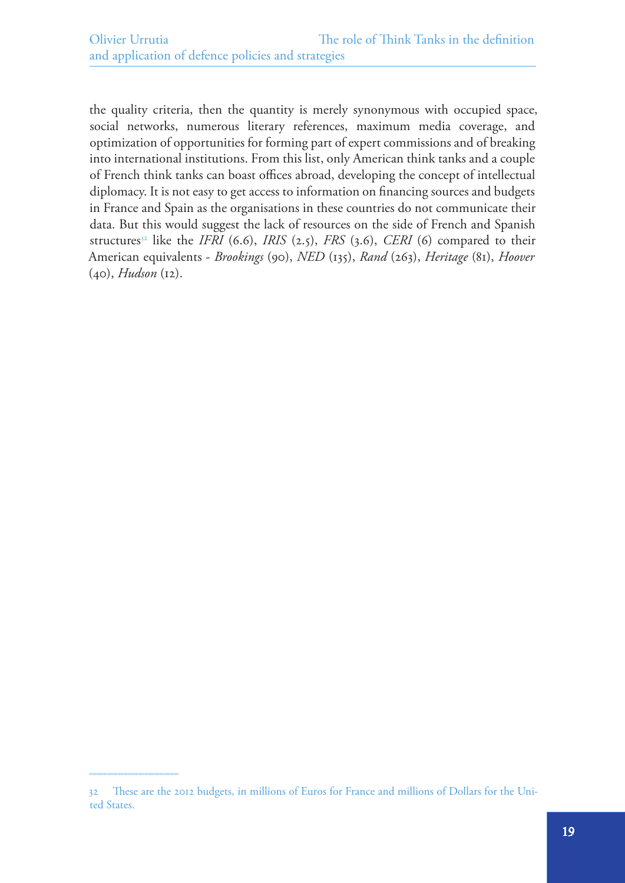the quality criteria, then the quantity is merely synonymous with occupied space, social networks, numerous literary references, maximum media coverage, and optimization of opportunities for forming part of expert commissions and of breaking into international institutions. From this list, only American think tanks and a couple of French think tanks can boast offices abroad, developing the concept of intellectual diplomacy. It is not easy to get access to information on financing sources and budgets in France and Spain as the organisations in these countries do not communicate their data. But this would suggest the lack of resources on the side of French and Spanish structures[32] like the *IFRI* (6.6), *IRIS* (2.5), *FRS* (3.6), *CERI* (6) compared to their American equivalents - *Brookings* (90), *NED* (135), *Rand* (263), *Heritage* (81), *Hoover* (40), *Hudson* (12).

---

32 These are the 2012 budgets, in millions of Euros for France and millions of Dollars for the United States.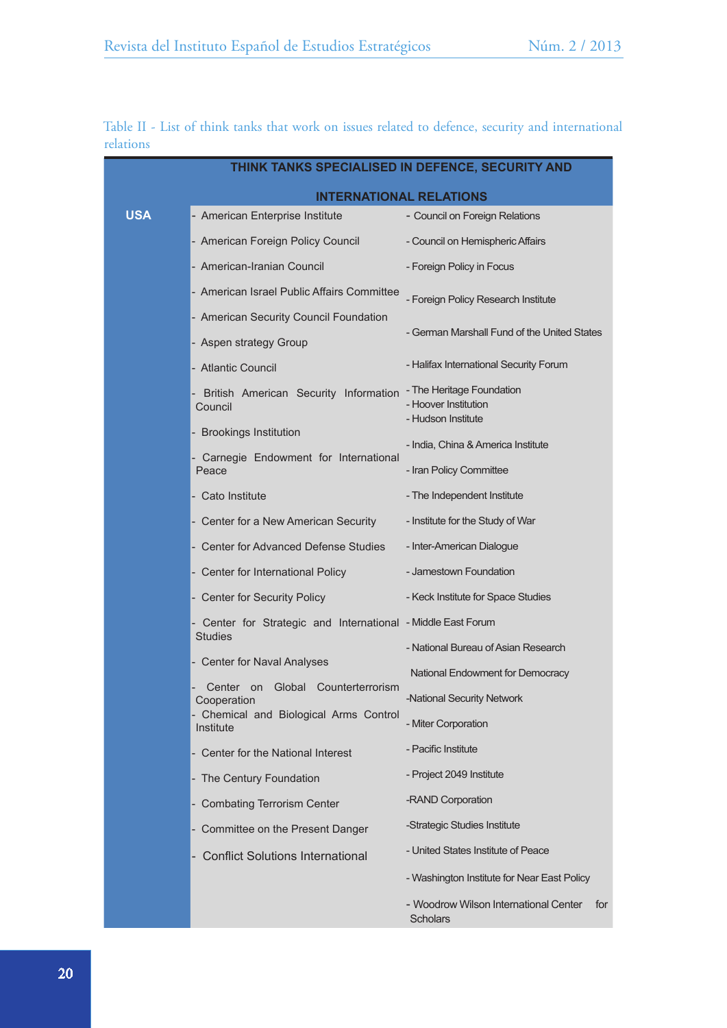Table II - List of think tanks that work on issues related to defence, security and international relations

| | THINK TANKS SPECIALISED IN DEFENCE, SECURITY AND INTERNATIONAL RELATIONS | |
|---|---|---|
| **USA** | - American Enterprise Institute | - Council on Foreign Relations |
| | - American Foreign Policy Council | - Council on Hemispheric Affairs |
| | - American-Iranian Council | - Foreign Policy in Focus |
| | - American Israel Public Affairs Committee | - Foreign Policy Research Institute |
| | - American Security Council Foundation | - German Marshall Fund of the United States |
| | - Aspen strategy Group | |
| | - Atlantic Council | - Halifax International Security Forum |
| | - British American Security Information Council | - The Heritage Foundation<br>- Hoover Institution<br>- Hudson Institute |
| | - Brookings Institution | - India, China & America Institute |
| | - Carnegie Endowment for International Peace | - Iran Policy Committee |
| | - Cato Institute | - The Independent Institute |
| | - Center for a New American Security | - Institute for the Study of War |
| | - Center for Advanced Defense Studies | - Inter-American Dialogue |
| | - Center for International Policy | - Jamestown Foundation |
| | - Center for Security Policy | - Keck Institute for Space Studies |
| | - Center for Strategic and International Studies | - Middle East Forum |
| | - Center for Naval Analyses | - National Bureau of Asian Research |
| | | National Endowment for Democracy |
| | - Center on Global Counterterrorism Cooperation | -National Security Network |
| | - Chemical and Biological Arms Control Institute | - Miter Corporation |
| | - Center for the National Interest | - Pacific Institute |
| | - The Century Foundation | - Project 2049 Institute |
| | - Combating Terrorism Center | -RAND Corporation |
| | - Committee on the Present Danger | -Strategic Studies Institute |
| | - Conflict Solutions International | - United States Institute of Peace |
| | | - Washington Institute for Near East Policy |
| | | - Woodrow Wilson International Center for Scholars |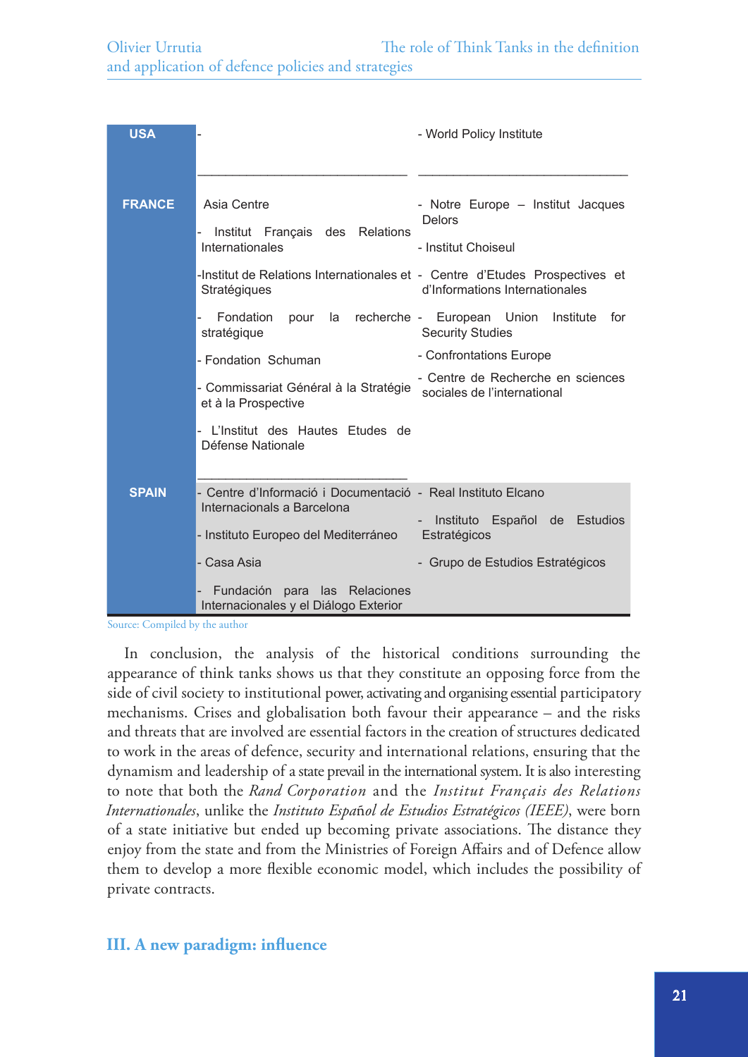| | | |
|---|---|---|
| USA | - | - World Policy Institute |
| FRANCE | Asia Centre<br>- Institut Français des Relations Internationales<br>-Institut de Relations Internationales et Stratégiques<br>- Fondation pour la recherche stratégique<br>- Fondation Schuman<br>- Commissariat Général à la Stratégie et à la Prospective<br>- L'Institut des Hautes Etudes de Défense Nationale | - Notre Europe – Institut Jacques Delors<br>- Institut Choiseul<br>- Centre d'Etudes Prospectives et d'Informations Internationales<br>- European Union Institute for Security Studies<br>- Confrontations Europe<br>- Centre de Recherche en sciences sociales de l'international |
| SPAIN | - Centre d'Informació i Documentació Internacionals a Barcelona<br>- Instituto Europeo del Mediterráneo<br>- Casa Asia<br>- Fundación para las Relaciones Internacionales y el Diálogo Exterior | - Real Instituto Elcano<br>- Instituto Español de Estudios Estratégicos<br>- Grupo de Estudios Estratégicos |

Source: Compiled by the author

In conclusion, the analysis of the historical conditions surrounding the appearance of think tanks shows us that they constitute an opposing force from the side of civil society to institutional power, activating and organising essential participatory mechanisms. Crises and globalisation both favour their appearance – and the risks and threats that are involved are essential factors in the creation of structures dedicated to work in the areas of defence, security and international relations, ensuring that the dynamism and leadership of a state prevail in the international system. It is also interesting to note that both the *Rand Corporation* and the *Institut Français des Relations Internationales*, unlike the *Instituto Español de Estudios Estratégicos (IEEE)*, were born of a state initiative but ended up becoming private associations. The distance they enjoy from the state and from the Ministries of Foreign Affairs and of Defence allow them to develop a more flexible economic model, which includes the possibility of private contracts.

## III. A new paradigm: influence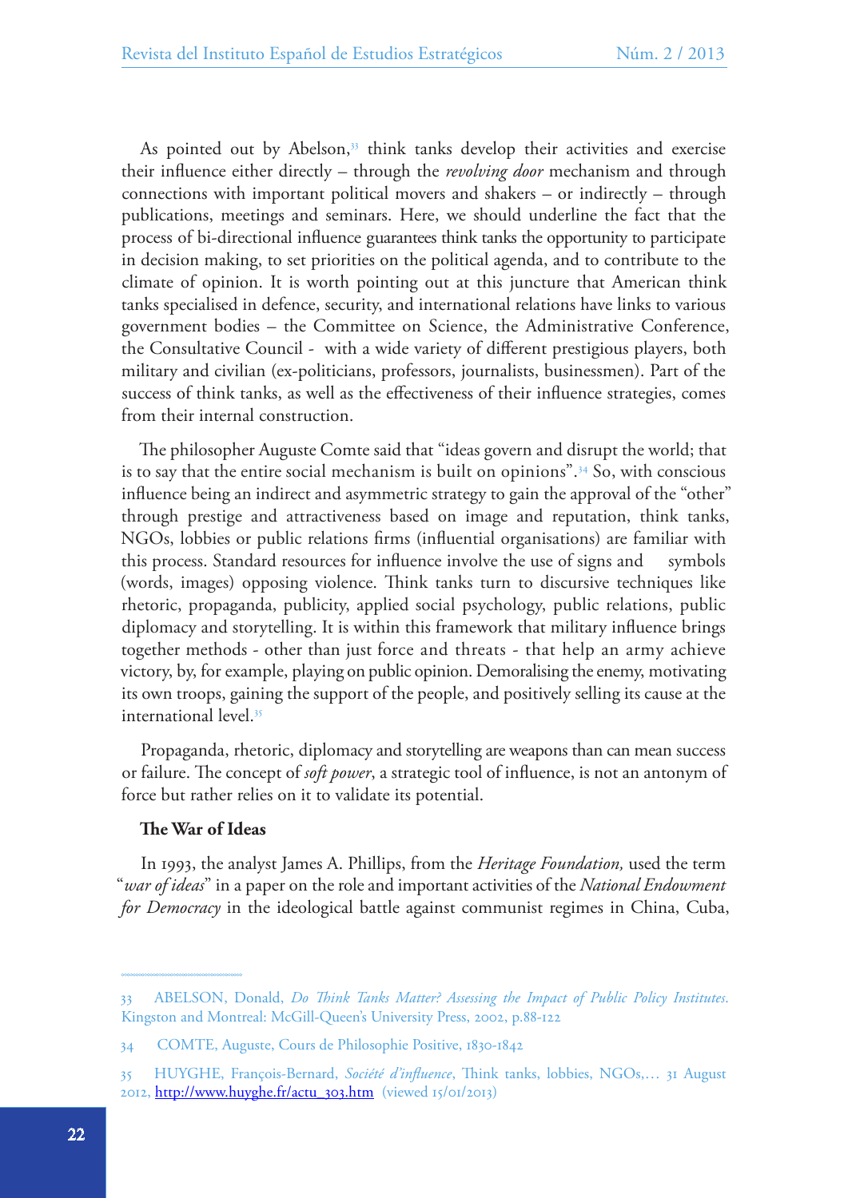As pointed out by Abelson,[33] think tanks develop their activities and exercise their influence either directly – through the *revolving door* mechanism and through connections with important political movers and shakers – or indirectly – through publications, meetings and seminars. Here, we should underline the fact that the process of bi-directional influence guarantees think tanks the opportunity to participate in decision making, to set priorities on the political agenda, and to contribute to the climate of opinion. It is worth pointing out at this juncture that American think tanks specialised in defence, security, and international relations have links to various government bodies – the Committee on Science, the Administrative Conference, the Consultative Council - with a wide variety of different prestigious players, both military and civilian (ex-politicians, professors, journalists, businessmen). Part of the success of think tanks, as well as the effectiveness of their influence strategies, comes from their internal construction.

The philosopher Auguste Comte said that "ideas govern and disrupt the world; that is to say that the entire social mechanism is built on opinions".[34] So, with conscious influence being an indirect and asymmetric strategy to gain the approval of the "other" through prestige and attractiveness based on image and reputation, think tanks, NGOs, lobbies or public relations firms (influential organisations) are familiar with this process. Standard resources for influence involve the use of signs and symbols (words, images) opposing violence. Think tanks turn to discursive techniques like rhetoric, propaganda, publicity, applied social psychology, public relations, public diplomacy and storytelling. It is within this framework that military influence brings together methods - other than just force and threats - that help an army achieve victory, by, for example, playing on public opinion. Demoralising the enemy, motivating its own troops, gaining the support of the people, and positively selling its cause at the international level.[35]

Propaganda, rhetoric, diplomacy and storytelling are weapons than can mean success or failure. The concept of *soft power*, a strategic tool of influence, is not an antonym of force but rather relies on it to validate its potential.

**The War of Ideas**

In 1993, the analyst James A. Phillips, from the *Heritage Foundation,* used the term "*war of ideas*" in a paper on the role and important activities of the *National Endowment for Democracy* in the ideological battle against communist regimes in China, Cuba,

---

33 ABELSON, Donald, *Do Think Tanks Matter? Assessing the Impact of Public Policy Institutes*. Kingston and Montreal: McGill-Queen's University Press, 2002, p.88-122

34 COMTE, Auguste, Cours de Philosophie Positive, 1830-1842

35 HUYGHE, François-Bernard, *Société d'influence*, Think tanks, lobbies, NGOs,… 31 August 2012, http://www.huyghe.fr/actu_303.htm (viewed 15/01/2013)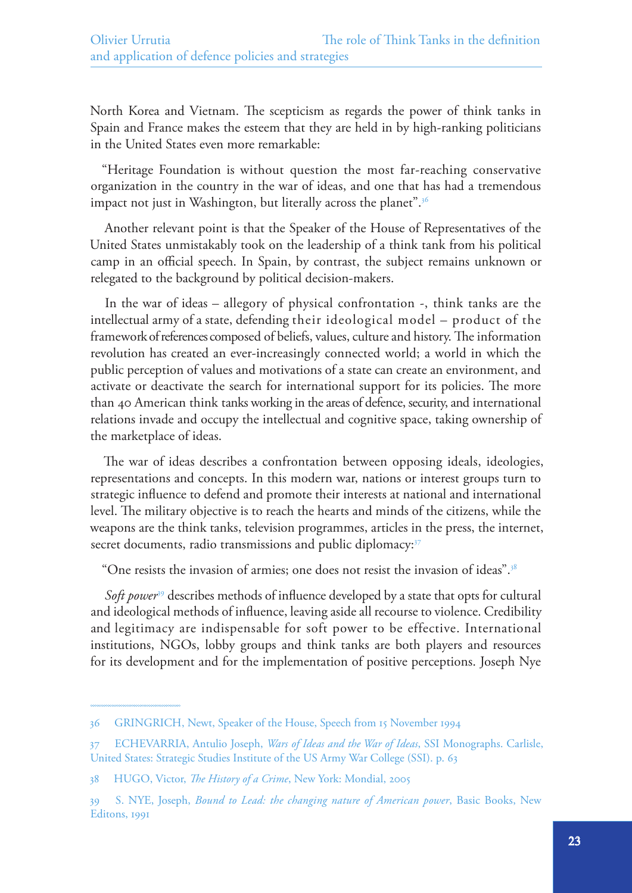North Korea and Vietnam. The scepticism as regards the power of think tanks in Spain and France makes the esteem that they are held in by high-ranking politicians in the United States even more remarkable:

"Heritage Foundation is without question the most far-reaching conservative organization in the country in the war of ideas, and one that has had a tremendous impact not just in Washington, but literally across the planet".[36]

Another relevant point is that the Speaker of the House of Representatives of the United States unmistakably took on the leadership of a think tank from his political camp in an official speech. In Spain, by contrast, the subject remains unknown or relegated to the background by political decision-makers.

In the war of ideas – allegory of physical confrontation -, think tanks are the intellectual army of a state, defending their ideological model – product of the framework of references composed of beliefs, values, culture and history. The information revolution has created an ever-increasingly connected world; a world in which the public perception of values and motivations of a state can create an environment, and activate or deactivate the search for international support for its policies. The more than 40 American think tanks working in the areas of defence, security, and international relations invade and occupy the intellectual and cognitive space, taking ownership of the marketplace of ideas.

The war of ideas describes a confrontation between opposing ideals, ideologies, representations and concepts. In this modern war, nations or interest groups turn to strategic influence to defend and promote their interests at national and international level. The military objective is to reach the hearts and minds of the citizens, while the weapons are the think tanks, television programmes, articles in the press, the internet, secret documents, radio transmissions and public diplomacy:[37]

"One resists the invasion of armies; one does not resist the invasion of ideas".[38]

*Soft power*[39] describes methods of influence developed by a state that opts for cultural and ideological methods of influence, leaving aside all recourse to violence. Credibility and legitimacy are indispensable for soft power to be effective. International institutions, NGOs, lobby groups and think tanks are both players and resources for its development and for the implementation of positive perceptions. Joseph Nye

---

36 GRINGRICH, Newt, Speaker of the House, Speech from 15 November 1994

37 ECHEVARRIA, Antulio Joseph, *Wars of Ideas and the War of Ideas*, SSI Monographs. Carlisle, United States: Strategic Studies Institute of the US Army War College (SSI). p. 63

38 HUGO, Victor, *The History of a Crime*, New York: Mondial, 2005

39 S. NYE, Joseph, *Bound to Lead: the changing nature of American power*, Basic Books, New Editons, 1991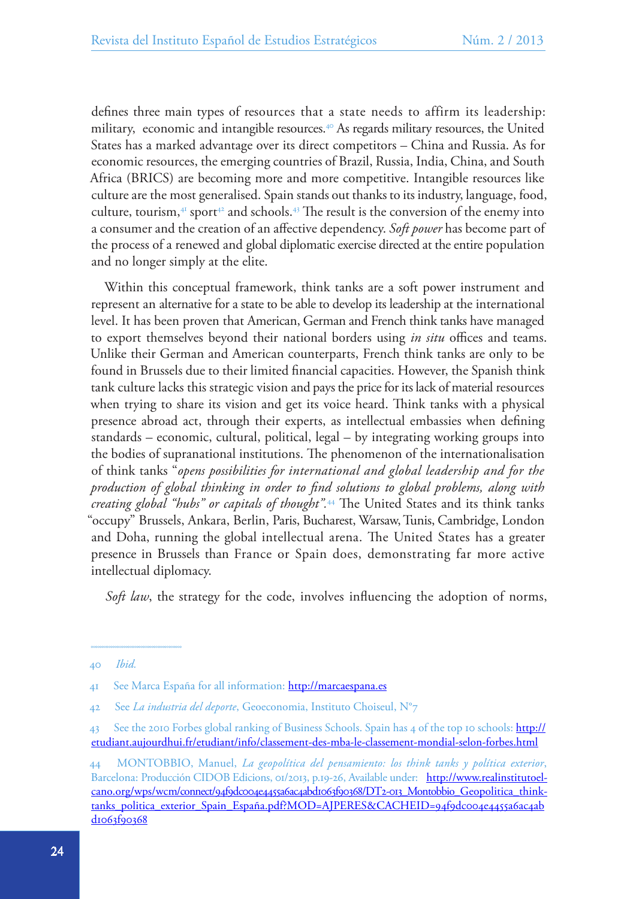defines three main types of resources that a state needs to affirm its leadership: military, economic and intangible resources.[40] As regards military resources, the United States has a marked advantage over its direct competitors – China and Russia. As for economic resources, the emerging countries of Brazil, Russia, India, China, and South Africa (BRICS) are becoming more and more competitive. Intangible resources like culture are the most generalised. Spain stands out thanks to its industry, language, food, culture, tourism,[41] sport[42] and schools.[43] The result is the conversion of the enemy into a consumer and the creation of an affective dependency. *Soft power* has become part of the process of a renewed and global diplomatic exercise directed at the entire population and no longer simply at the elite.

Within this conceptual framework, think tanks are a soft power instrument and represent an alternative for a state to be able to develop its leadership at the international level. It has been proven that American, German and French think tanks have managed to export themselves beyond their national borders using *in situ* offices and teams. Unlike their German and American counterparts, French think tanks are only to be found in Brussels due to their limited financial capacities. However, the Spanish think tank culture lacks this strategic vision and pays the price for its lack of material resources when trying to share its vision and get its voice heard. Think tanks with a physical presence abroad act, through their experts, as intellectual embassies when defining standards – economic, cultural, political, legal – by integrating working groups into the bodies of supranational institutions. The phenomenon of the internationalisation of think tanks "*opens possibilities for international and global leadership and for the production of global thinking in order to find solutions to global problems, along with creating global "hubs" or capitals of thought"*.[44] The United States and its think tanks "occupy" Brussels, Ankara, Berlin, Paris, Bucharest, Warsaw, Tunis, Cambridge, London and Doha, running the global intellectual arena. The United States has a greater presence in Brussels than France or Spain does, demonstrating far more active intellectual diplomacy.

*Soft law*, the strategy for the code, involves influencing the adoption of norms,

---

40 *Ibid.*

41 See Marca España for all information: http://marcaespana.es

42 See *La industria del deporte*, Geoeconomia, Instituto Choiseul, N°7

43 See the 2010 Forbes global ranking of Business Schools. Spain has 4 of the top 10 schools: http://etudiant.aujourdhui.fr/etudiant/info/classement-des-mba-le-classement-mondial-selon-forbes.html

44 MONTOBBIO, Manuel, *La geopolítica del pensamiento: los think tanks y política exterior*, Barcelona: Producción CIDOB Edicions, 01/2013, p.19-26, Available under: http://www.realinstitutoelcano.org/wps/wcm/connect/94f9dc004e4455a6ac4abd1063f90368/DT2-013_Montobbio_Geopolitica_think-tanks_politica_exterior_Spain_España.pdf?MOD=AJPERES&CACHEID=94f9dc004e4455a6ac4abd1063f90368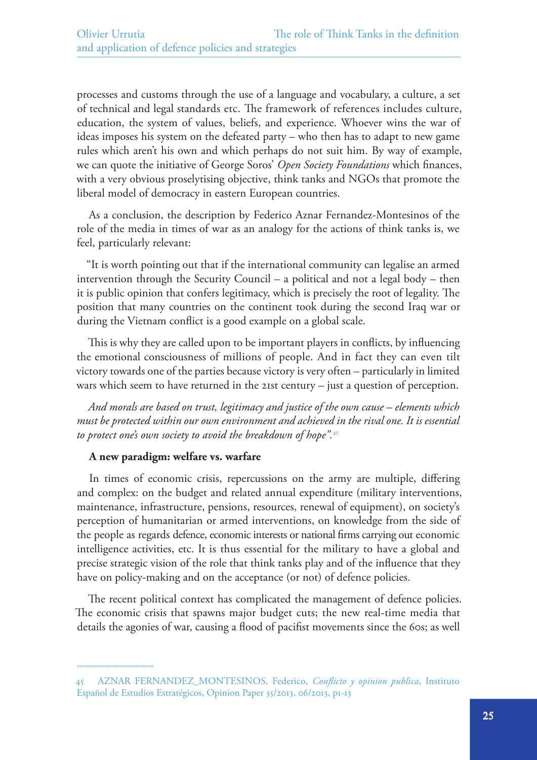processes and customs through the use of a language and vocabulary, a culture, a set of technical and legal standards etc. The framework of references includes culture, education, the system of values, beliefs, and experience. Whoever wins the war of ideas imposes his system on the defeated party – who then has to adapt to new game rules which aren't his own and which perhaps do not suit him. By way of example, we can quote the initiative of George Soros' *Open Society Foundations* which finances, with a very obvious proselytising objective, think tanks and NGOs that promote the liberal model of democracy in eastern European countries.

As a conclusion, the description by Federico Aznar Fernandez-Montesinos of the role of the media in times of war as an analogy for the actions of think tanks is, we feel, particularly relevant:

"It is worth pointing out that if the international community can legalise an armed intervention through the Security Council – a political and not a legal body – then it is public opinion that confers legitimacy, which is precisely the root of legality. The position that many countries on the continent took during the second Iraq war or during the Vietnam conflict is a good example on a global scale.

This is why they are called upon to be important players in conflicts, by influencing the emotional consciousness of millions of people. And in fact they can even tilt victory towards one of the parties because victory is very often – particularly in limited wars which seem to have returned in the 21st century – just a question of perception.

*And morals are based on trust, legitimacy and justice of the own cause – elements which must be protected within our own environment and achieved in the rival one. It is essential to protect one's own society to avoid the breakdown of hope".*[45]

**A new paradigm: welfare vs. warfare**

In times of economic crisis, repercussions on the army are multiple, differing and complex: on the budget and related annual expenditure (military interventions, maintenance, infrastructure, pensions, resources, renewal of equipment), on society's perception of humanitarian or armed interventions, on knowledge from the side of the people as regards defence, economic interests or national firms carrying out economic intelligence activities, etc. It is thus essential for the military to have a global and precise strategic vision of the role that think tanks play and of the influence that they have on policy-making and on the acceptance (or not) of defence policies.

The recent political context has complicated the management of defence policies. The economic crisis that spawns major budget cuts; the new real-time media that details the agonies of war, causing a flood of pacifist movements since the 60s; as well

45 AZNAR FERNANDEZ_MONTESINOS, Federico, *Conflicto y opinion publica*, Instituto Español de Estudios Estratégicos, Opinion Paper 35/2013, 06/2013, p1-13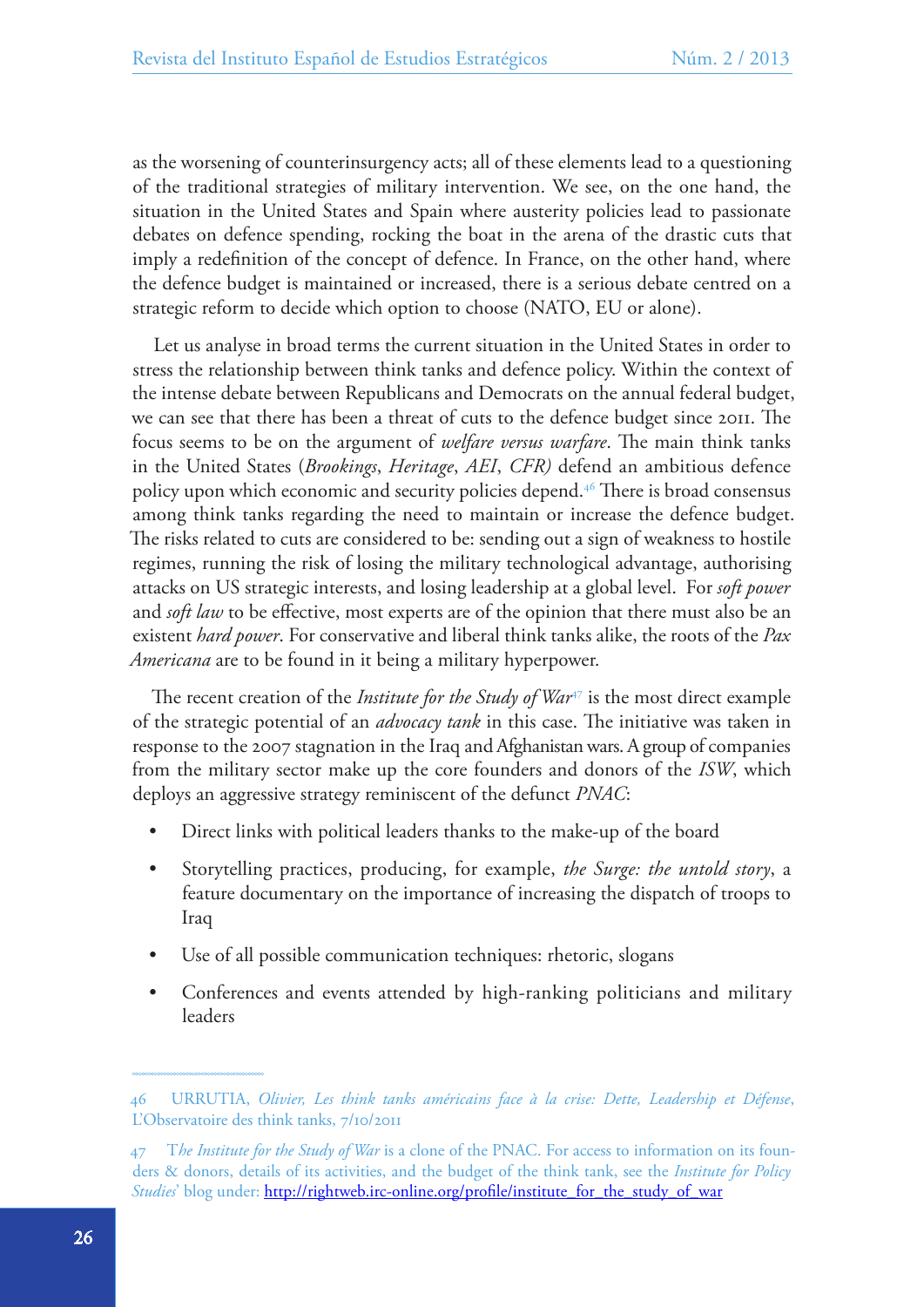as the worsening of counterinsurgency acts; all of these elements lead to a questioning of the traditional strategies of military intervention. We see, on the one hand, the situation in the United States and Spain where austerity policies lead to passionate debates on defence spending, rocking the boat in the arena of the drastic cuts that imply a redefinition of the concept of defence. In France, on the other hand, where the defence budget is maintained or increased, there is a serious debate centred on a strategic reform to decide which option to choose (NATO, EU or alone).

Let us analyse in broad terms the current situation in the United States in order to stress the relationship between think tanks and defence policy. Within the context of the intense debate between Republicans and Democrats on the annual federal budget, we can see that there has been a threat of cuts to the defence budget since 2011. The focus seems to be on the argument of *welfare versus warfare*. The main think tanks in the United States (*Brookings*, *Heritage*, *AEI*, *CFR)* defend an ambitious defence policy upon which economic and security policies depend.[46] There is broad consensus among think tanks regarding the need to maintain or increase the defence budget. The risks related to cuts are considered to be: sending out a sign of weakness to hostile regimes, running the risk of losing the military technological advantage, authorising attacks on US strategic interests, and losing leadership at a global level. For *soft power* and *soft law* to be effective, most experts are of the opinion that there must also be an existent *hard power*. For conservative and liberal think tanks alike, the roots of the *Pax Americana* are to be found in it being a military hyperpower.

The recent creation of the *Institute for the Study of War*[47] is the most direct example of the strategic potential of an *advocacy tank* in this case. The initiative was taken in response to the 2007 stagnation in the Iraq and Afghanistan wars. A group of companies from the military sector make up the core founders and donors of the *ISW*, which deploys an aggressive strategy reminiscent of the defunct *PNAC*:

- Direct links with political leaders thanks to the make-up of the board
- Storytelling practices, producing, for example, *the Surge: the untold story*, a feature documentary on the importance of increasing the dispatch of troops to Iraq
- Use of all possible communication techniques: rhetoric, slogans
- Conferences and events attended by high-ranking politicians and military leaders

---

46 URRUTIA, *Olivier, Les think tanks américains face à la crise: Dette, Leadership et Défense*, L'Observatoire des think tanks, 7/10/2011

47 T*he Institute for the Study of War* is a clone of the PNAC. For access to information on its founders & donors, details of its activities, and the budget of the think tank, see the *Institute for Policy Studies*' blog under: http://rightweb.irc-online.org/profile/institute_for_the_study_of_war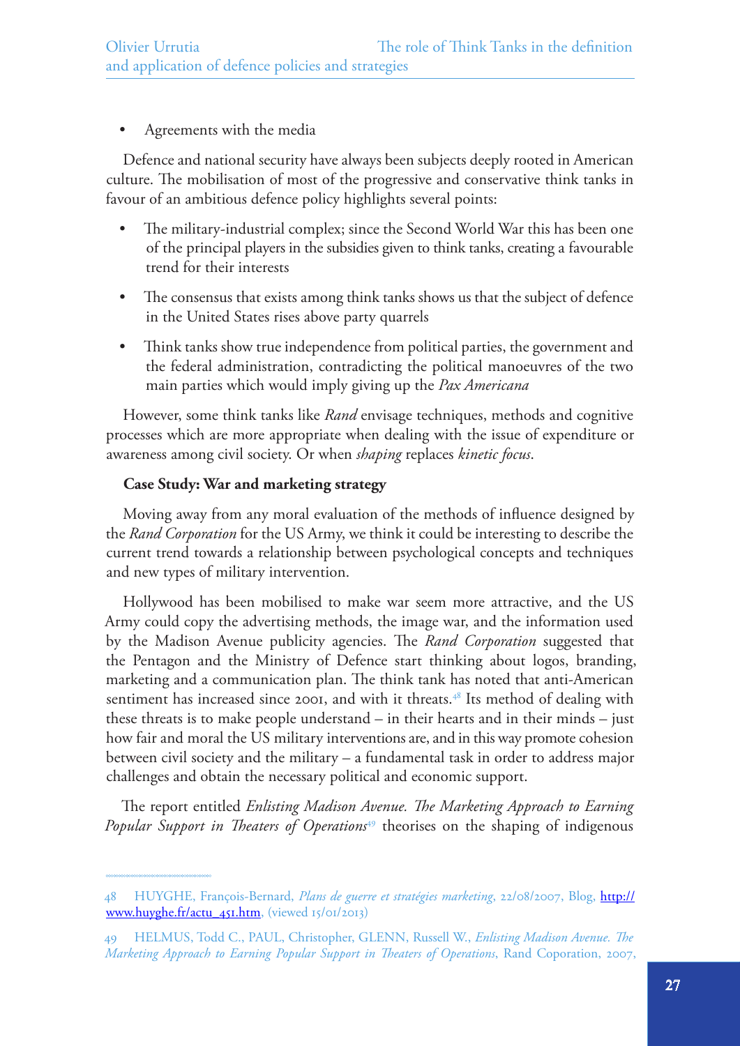- Agreements with the media

Defence and national security have always been subjects deeply rooted in American culture. The mobilisation of most of the progressive and conservative think tanks in favour of an ambitious defence policy highlights several points:

- The military-industrial complex; since the Second World War this has been one of the principal players in the subsidies given to think tanks, creating a favourable trend for their interests
- The consensus that exists among think tanks shows us that the subject of defence in the United States rises above party quarrels
- Think tanks show true independence from political parties, the government and the federal administration, contradicting the political manoeuvres of the two main parties which would imply giving up the *Pax Americana*

However, some think tanks like *Rand* envisage techniques, methods and cognitive processes which are more appropriate when dealing with the issue of expenditure or awareness among civil society. Or when *shaping* replaces *kinetic focus*.

**Case Study: War and marketing strategy**

Moving away from any moral evaluation of the methods of influence designed by the *Rand Corporation* for the US Army, we think it could be interesting to describe the current trend towards a relationship between psychological concepts and techniques and new types of military intervention.

Hollywood has been mobilised to make war seem more attractive, and the US Army could copy the advertising methods, the image war, and the information used by the Madison Avenue publicity agencies. The *Rand Corporation* suggested that the Pentagon and the Ministry of Defence start thinking about logos, branding, marketing and a communication plan. The think tank has noted that anti-American sentiment has increased since 2001, and with it threats.[48] Its method of dealing with these threats is to make people understand – in their hearts and in their minds – just how fair and moral the US military interventions are, and in this way promote cohesion between civil society and the military – a fundamental task in order to address major challenges and obtain the necessary political and economic support.

The report entitled *Enlisting Madison Avenue. The Marketing Approach to Earning Popular Support in Theaters of Operations*[49] theorises on the shaping of indigenous

48 HUYGHE, François-Bernard, *Plans de guerre et stratégies marketing*, 22/08/2007, Blog, http://www.huyghe.fr/actu_451.htm, (viewed 15/01/2013)

49 HELMUS, Todd C., PAUL, Christopher, GLENN, Russell W., *Enlisting Madison Avenue. The Marketing Approach to Earning Popular Support in Theaters of Operations*, Rand Coporation, 2007,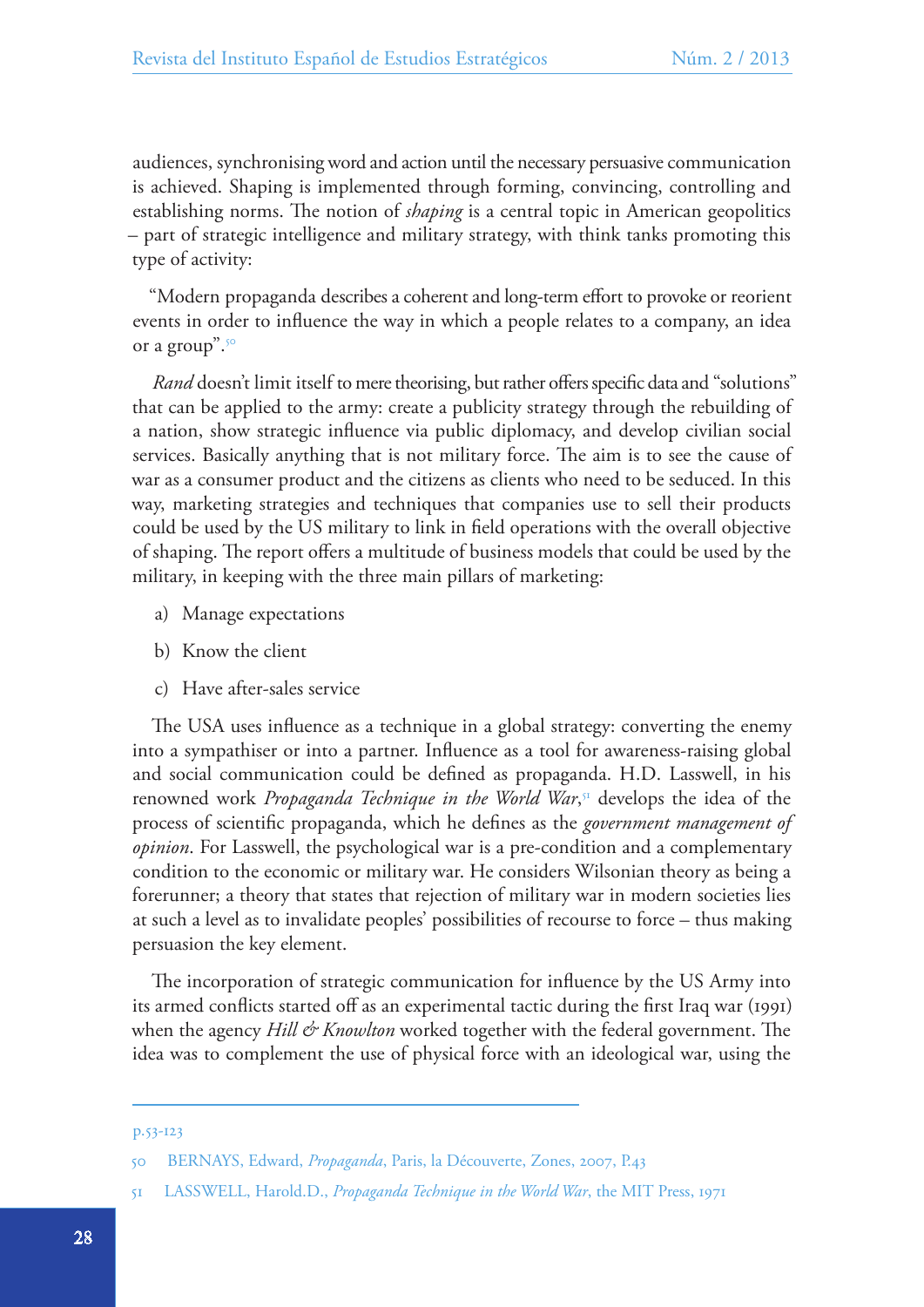audiences, synchronising word and action until the necessary persuasive communication is achieved. Shaping is implemented through forming, convincing, controlling and establishing norms. The notion of *shaping* is a central topic in American geopolitics – part of strategic intelligence and military strategy, with think tanks promoting this type of activity:

"Modern propaganda describes a coherent and long-term effort to provoke or reorient events in order to influence the way in which a people relates to a company, an idea or a group".[50]

*Rand* doesn't limit itself to mere theorising, but rather offers specific data and "solutions" that can be applied to the army: create a publicity strategy through the rebuilding of a nation, show strategic influence via public diplomacy, and develop civilian social services. Basically anything that is not military force. The aim is to see the cause of war as a consumer product and the citizens as clients who need to be seduced. In this way, marketing strategies and techniques that companies use to sell their products could be used by the US military to link in field operations with the overall objective of shaping. The report offers a multitude of business models that could be used by the military, in keeping with the three main pillars of marketing:

a) Manage expectations

b) Know the client

c) Have after-sales service

The USA uses influence as a technique in a global strategy: converting the enemy into a sympathiser or into a partner. Influence as a tool for awareness-raising global and social communication could be defined as propaganda. H.D. Lasswell, in his renowned work *Propaganda Technique in the World War*,[51] develops the idea of the process of scientific propaganda, which he defines as the *government management of opinion*. For Lasswell, the psychological war is a pre-condition and a complementary condition to the economic or military war. He considers Wilsonian theory as being a forerunner; a theory that states that rejection of military war in modern societies lies at such a level as to invalidate peoples' possibilities of recourse to force – thus making persuasion the key element.

The incorporation of strategic communication for influence by the US Army into its armed conflicts started off as an experimental tactic during the first Iraq war (1991) when the agency *Hill & Knowlton* worked together with the federal government. The idea was to complement the use of physical force with an ideological war, using the

---

p.53-123

50 BERNAYS, Edward, *Propaganda*, Paris, la Découverte, Zones, 2007, P.43

51 LASSWELL, Harold.D., *Propaganda Technique in the World War*, the MIT Press, 1971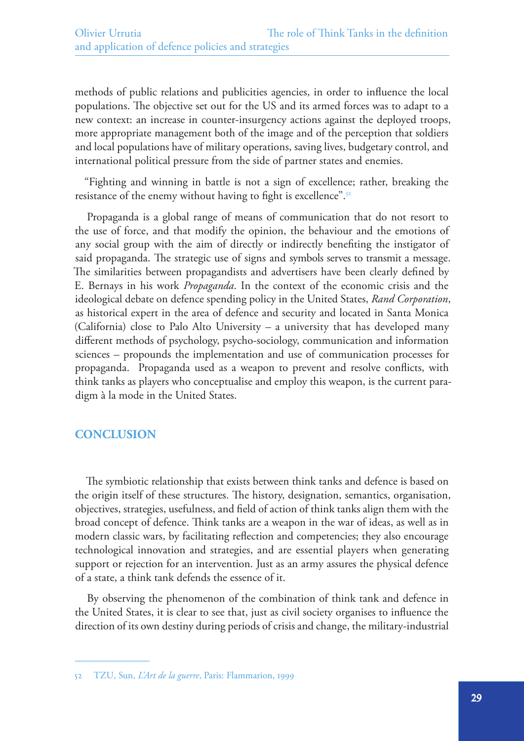methods of public relations and publicities agencies, in order to influence the local populations. The objective set out for the US and its armed forces was to adapt to a new context: an increase in counter-insurgency actions against the deployed troops, more appropriate management both of the image and of the perception that soldiers and local populations have of military operations, saving lives, budgetary control, and international political pressure from the side of partner states and enemies.

"Fighting and winning in battle is not a sign of excellence; rather, breaking the resistance of the enemy without having to fight is excellence".[52]

Propaganda is a global range of means of communication that do not resort to the use of force, and that modify the opinion, the behaviour and the emotions of any social group with the aim of directly or indirectly benefiting the instigator of said propaganda. The strategic use of signs and symbols serves to transmit a message. The similarities between propagandists and advertisers have been clearly defined by E. Bernays in his work *Propaganda*. In the context of the economic crisis and the ideological debate on defence spending policy in the United States, *Rand Corporation*, as historical expert in the area of defence and security and located in Santa Monica (California) close to Palo Alto University – a university that has developed many different methods of psychology, psycho-sociology, communication and information sciences – propounds the implementation and use of communication processes for propaganda. Propaganda used as a weapon to prevent and resolve conflicts, with think tanks as players who conceptualise and employ this weapon, is the current paradigm à la mode in the United States.

## CONCLUSION

The symbiotic relationship that exists between think tanks and defence is based on the origin itself of these structures. The history, designation, semantics, organisation, objectives, strategies, usefulness, and field of action of think tanks align them with the broad concept of defence. Think tanks are a weapon in the war of ideas, as well as in modern classic wars, by facilitating reflection and competencies; they also encourage technological innovation and strategies, and are essential players when generating support or rejection for an intervention. Just as an army assures the physical defence of a state, a think tank defends the essence of it.

By observing the phenomenon of the combination of think tank and defence in the United States, it is clear to see that, just as civil society organises to influence the direction of its own destiny during periods of crisis and change, the military-industrial

---

52 TZU, Sun, *L'Art de la guerre*, Paris: Flammarion, 1999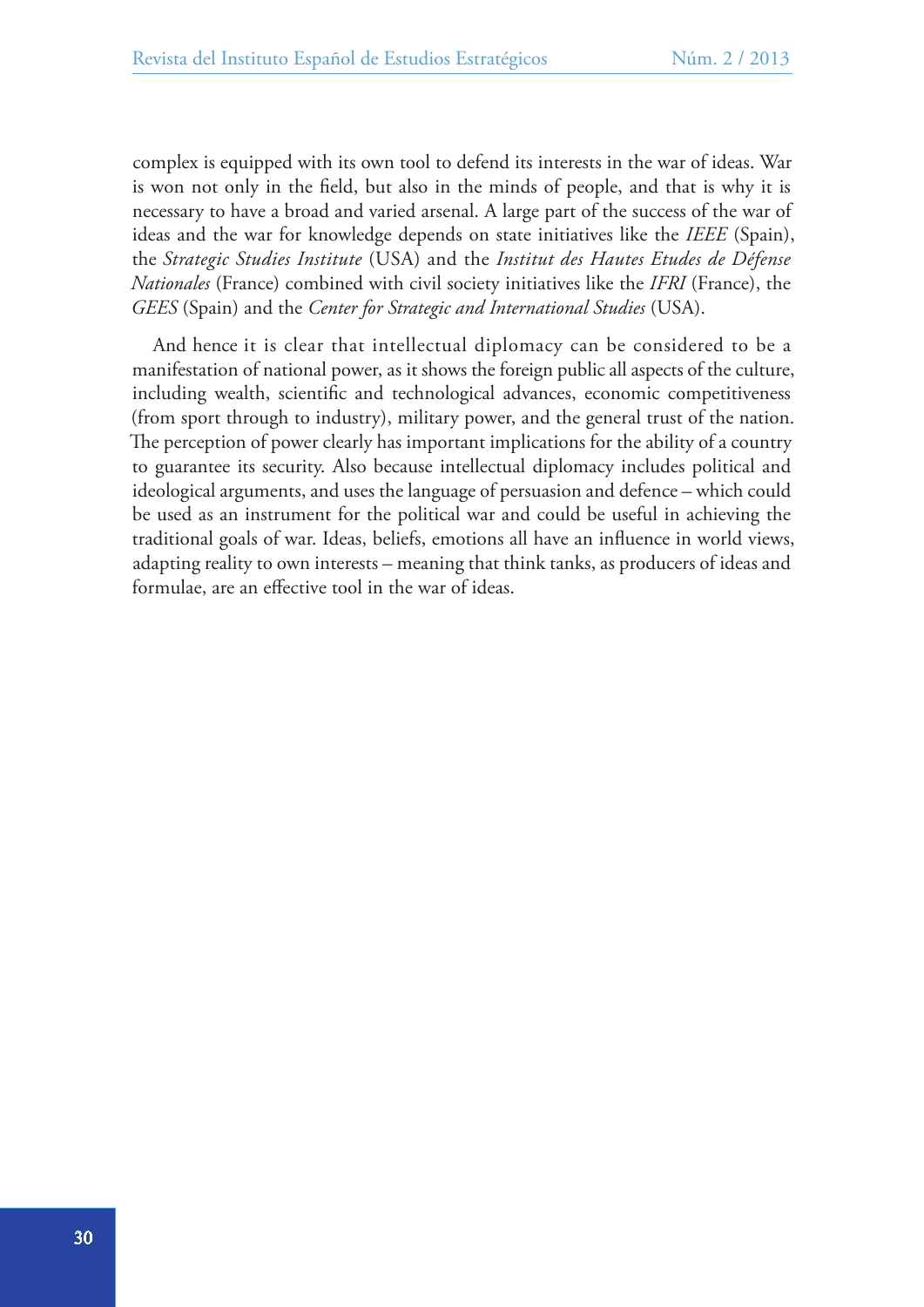complex is equipped with its own tool to defend its interests in the war of ideas. War is won not only in the field, but also in the minds of people, and that is why it is necessary to have a broad and varied arsenal. A large part of the success of the war of ideas and the war for knowledge depends on state initiatives like the *IEEE* (Spain), the *Strategic Studies Institute* (USA) and the *Institut des Hautes Etudes de Défense Nationales* (France) combined with civil society initiatives like the *IFRI* (France), the *GEES* (Spain) and the *Center for Strategic and International Studies* (USA).

And hence it is clear that intellectual diplomacy can be considered to be a manifestation of national power, as it shows the foreign public all aspects of the culture, including wealth, scientific and technological advances, economic competitiveness (from sport through to industry), military power, and the general trust of the nation. The perception of power clearly has important implications for the ability of a country to guarantee its security. Also because intellectual diplomacy includes political and ideological arguments, and uses the language of persuasion and defence – which could be used as an instrument for the political war and could be useful in achieving the traditional goals of war. Ideas, beliefs, emotions all have an influence in world views, adapting reality to own interests – meaning that think tanks, as producers of ideas and formulae, are an effective tool in the war of ideas.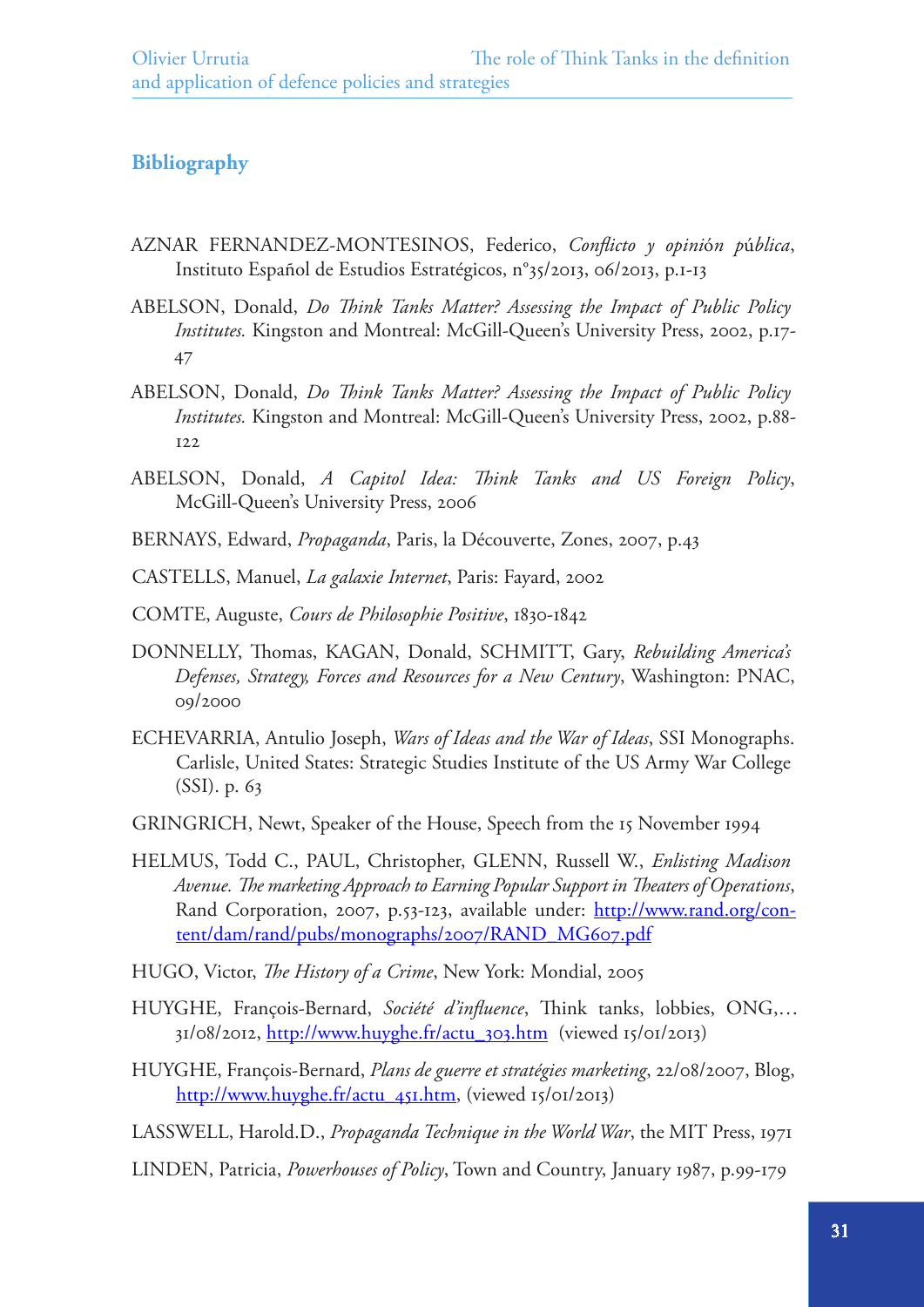## Bibliography

AZNAR FERNANDEZ-MONTESINOS, Federico, *Conflicto y opinión pública*, Instituto Español de Estudios Estratégicos, n°35/2013, 06/2013, p.1-13

ABELSON, Donald, *Do Think Tanks Matter? Assessing the Impact of Public Policy Institutes.* Kingston and Montreal: McGill-Queen's University Press, 2002, p.17-47

ABELSON, Donald, *Do Think Tanks Matter? Assessing the Impact of Public Policy Institutes.* Kingston and Montreal: McGill-Queen's University Press, 2002, p.88-122

ABELSON, Donald, *A Capitol Idea: Think Tanks and US Foreign Policy*, McGill-Queen's University Press, 2006

BERNAYS, Edward, *Propaganda*, Paris, la Découverte, Zones, 2007, p.43

CASTELLS, Manuel, *La galaxie Internet*, Paris: Fayard, 2002

COMTE, Auguste, *Cours de Philosophie Positive*, 1830-1842

DONNELLY, Thomas, KAGAN, Donald, SCHMITT, Gary, *Rebuilding America's Defenses, Strategy, Forces and Resources for a New Century*, Washington: PNAC, 09/2000

ECHEVARRIA, Antulio Joseph, *Wars of Ideas and the War of Ideas*, SSI Monographs. Carlisle, United States: Strategic Studies Institute of the US Army War College (SSI). p. 63

GRINGRICH, Newt, Speaker of the House, Speech from the 15 November 1994

HELMUS, Todd C., PAUL, Christopher, GLENN, Russell W., *Enlisting Madison Avenue. The marketing Approach to Earning Popular Support in Theaters of Operations*, Rand Corporation, 2007, p.53-123, available under: http://www.rand.org/content/dam/rand/pubs/monographs/2007/RAND_MG607.pdf

HUGO, Victor, *The History of a Crime*, New York: Mondial, 2005

HUYGHE, François-Bernard, *Société d'influence*, Think tanks, lobbies, ONG,… 31/08/2012, http://www.huyghe.fr/actu_303.htm (viewed 15/01/2013)

HUYGHE, François-Bernard, *Plans de guerre et stratégies marketing*, 22/08/2007, Blog, http://www.huyghe.fr/actu_451.htm, (viewed 15/01/2013)

LASSWELL, Harold.D., *Propaganda Technique in the World War*, the MIT Press, 1971

LINDEN, Patricia, *Powerhouses of Policy*, Town and Country, January 1987, p.99-179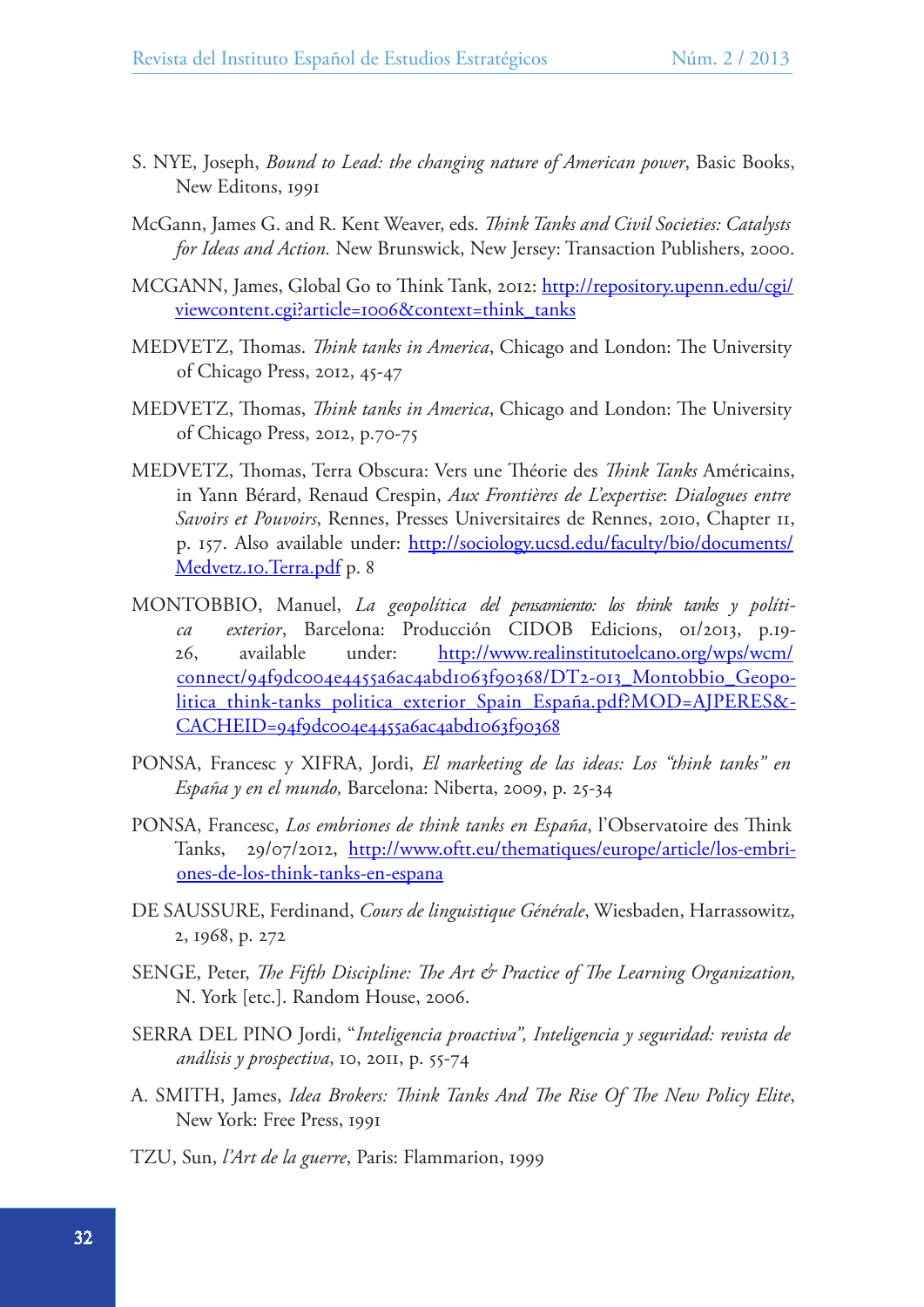S. NYE, Joseph, *Bound to Lead: the changing nature of American power*, Basic Books, New Editons, 1991

McGann, James G. and R. Kent Weaver, eds. *Think Tanks and Civil Societies: Catalysts for Ideas and Action.* New Brunswick, New Jersey: Transaction Publishers, 2000.

MCGANN, James, Global Go to Think Tank, 2012: http://repository.upenn.edu/cgi/viewcontent.cgi?article=1006&context=think_tanks

MEDVETZ, Thomas. *Think tanks in America*, Chicago and London: The University of Chicago Press, 2012, 45-47

MEDVETZ, Thomas, *Think tanks in America*, Chicago and London: The University of Chicago Press, 2012, p.70-75

MEDVETZ, Thomas, Terra Obscura: Vers une Théorie des *Think Tanks* Américains, in Yann Bérard, Renaud Crespin, *Aux Frontières de L'expertise*: *Dialogues entre Savoirs et Pouvoirs*, Rennes, Presses Universitaires de Rennes, 2010, Chapter 11, p. 157. Also available under: http://sociology.ucsd.edu/faculty/bio/documents/Medvetz.10.Terra.pdf p. 8

MONTOBBIO, Manuel, *La geopolítica del pensamiento: los think tanks y política exterior*, Barcelona: Producción CIDOB Edicions, 01/2013, p.19-26, available under: http://www.realinstitutoelcano.org/wps/wcm/connect/94f9dc004e4455a6ac4abd1063f90368/DT2-013_Montobbio_Geopolitica_think-tanks_politica_exterior_Spain_España.pdf?MOD=AJPERES&CACHEID=94f9dc004e4455a6ac4abd1063f90368

PONSA, Francesc y XIFRA, Jordi, *El marketing de las ideas: Los "think tanks" en España y en el mundo,* Barcelona: Niberta, 2009, p. 25-34

PONSA, Francesc, *Los embriones de think tanks en España*, l'Observatoire des Think Tanks, 29/07/2012, http://www.oftt.eu/thematiques/europe/article/los-embriones-de-los-think-tanks-en-espana

DE SAUSSURE, Ferdinand, *Cours de linguistique Générale*, Wiesbaden, Harrassowitz, 2, 1968, p. 272

SENGE, Peter, *The Fifth Discipline: The Art & Practice of The Learning Organization,* N. York [etc.]. Random House, 2006.

SERRA DEL PINO Jordi, "*Inteligencia proactiva*", *Inteligencia y seguridad: revista de análisis y prospectiva*, 10, 2011, p. 55-74

A. SMITH, James, *Idea Brokers: Think Tanks And The Rise Of The New Policy Elite*, New York: Free Press, 1991

TZU, Sun, *l'Art de la guerre*, Paris: Flammarion, 1999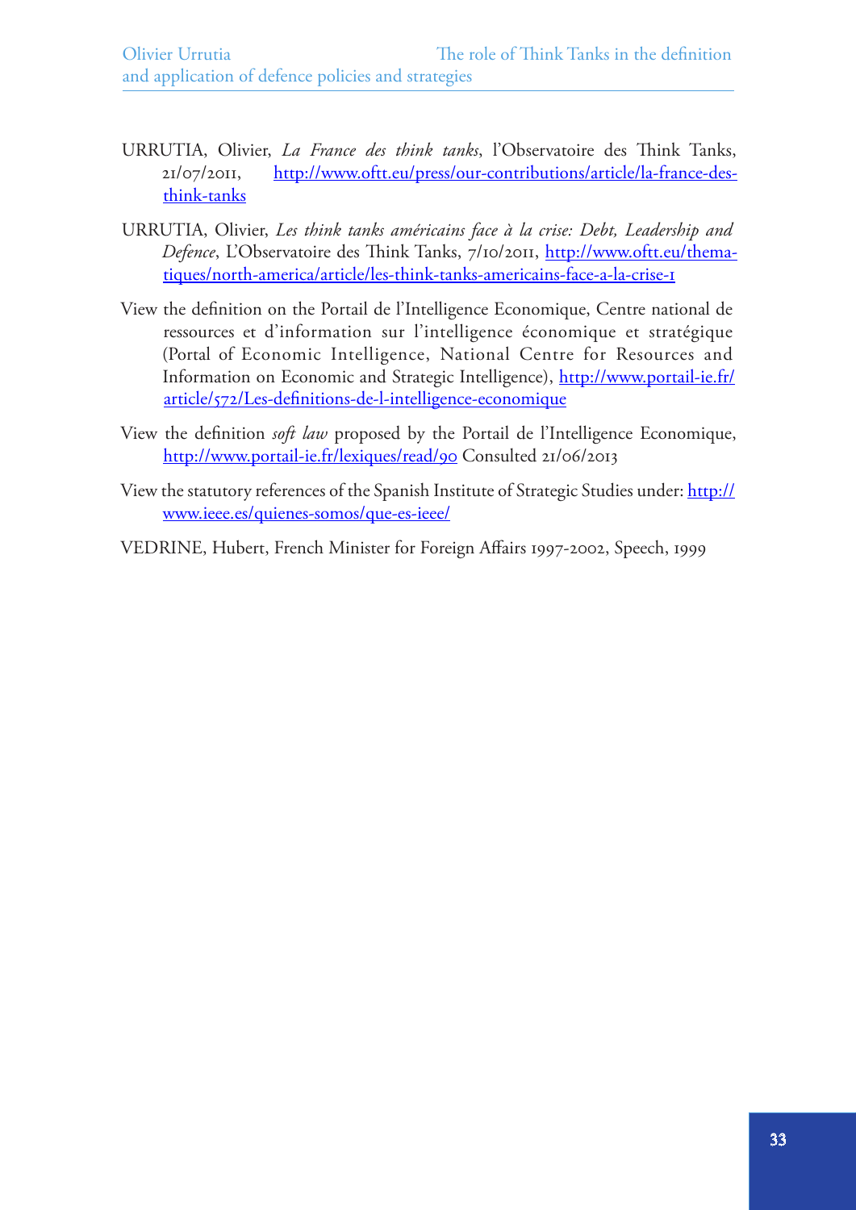URRUTIA, Olivier, *La France des think tanks*, l'Observatoire des Think Tanks, 21/07/2011, http://www.oftt.eu/press/our-contributions/article/la-france-des-think-tanks

URRUTIA, Olivier, *Les think tanks américains face à la crise: Debt, Leadership and Defence*, L'Observatoire des Think Tanks, 7/10/2011, http://www.oftt.eu/thematiques/north-america/article/les-think-tanks-americains-face-a-la-crise-1

View the definition on the Portail de l'Intelligence Economique, Centre national de ressources et d'information sur l'intelligence économique et stratégique (Portal of Economic Intelligence, National Centre for Resources and Information on Economic and Strategic Intelligence), http://www.portail-ie.fr/article/572/Les-definitions-de-l-intelligence-economique

View the definition *soft law* proposed by the Portail de l'Intelligence Economique, http://www.portail-ie.fr/lexiques/read/90 Consulted 21/06/2013

View the statutory references of the Spanish Institute of Strategic Studies under: http://www.ieee.es/quienes-somos/que-es-ieee/

VEDRINE, Hubert, French Minister for Foreign Affairs 1997-2002, Speech, 1999